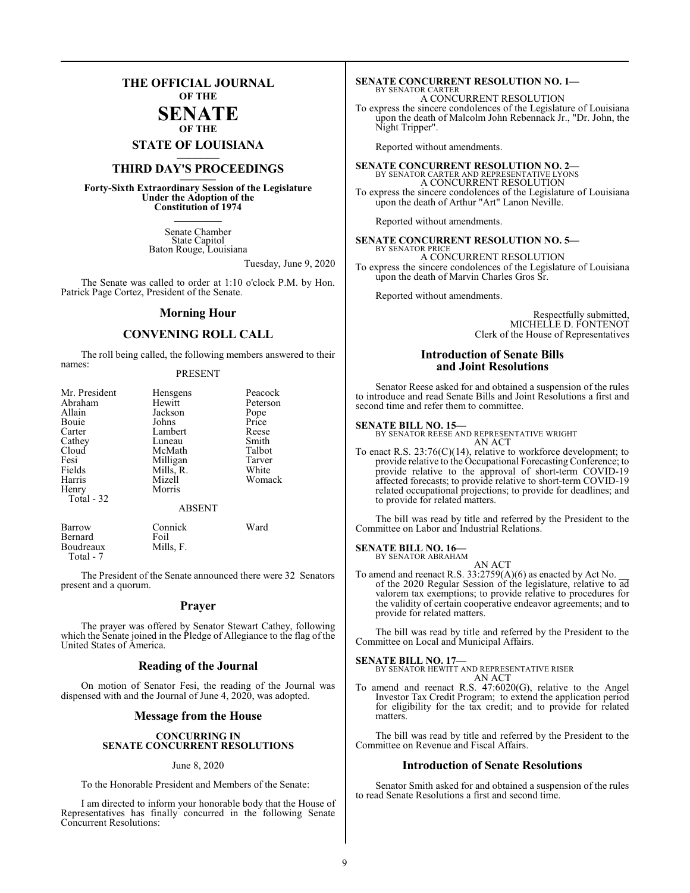# THE OFFICIAL JOURNAL OF THE SENATE OF THE STATE OF LOUISIANA

## THIRD DAY'S PROCEEDINGS

**Forty-Sixth Extraordinary Session of the Legislature Under the Adoption of the Constitution of 1974**

Senate Chamber
State Capitol
Baton Rouge, Louisiana

Tuesday, June 9, 2020

The Senate was called to order at 1:10 o'clock P.M. by Hon. Patrick Page Cortez, President of the Senate.

## Morning Hour

## CONVENING ROLL CALL

The roll being called, the following members answered to their names:

PRESENT

| | | |
|---|---|---|
| Mr. President | Hensgens | Peacock |
| Abraham | Hewitt | Peterson |
| Allain | Jackson | Pope |
| Bouie | Johns | Price |
| Carter | Lambert | Reese |
| Cathey | Luneau | Smith |
| Cloud | McMath | Talbot |
| Fesi | Milligan | Tarver |
| Fields | Mills, R. | White |
| Harris | Mizell | Womack |
| Henry | Morris | |

Total - 32

ABSENT

| | | |
|---|---|---|
| Barrow | Connick | Ward |
| Bernard | Foil | |
| Boudreaux | Mills, F. | |

Total - 7

The President of the Senate announced there were 32 Senators present and a quorum.

## Prayer

The prayer was offered by Senator Stewart Cathey, following which the Senate joined in the Pledge of Allegiance to the flag of the United States of America.

## Reading of the Journal

On motion of Senator Fesi, the reading of the Journal was dispensed with and the Journal of June 4, 2020, was adopted.

## Message from the House

**CONCURRING IN SENATE CONCURRENT RESOLUTIONS**

June 8, 2020

To the Honorable President and Members of the Senate:

I am directed to inform your honorable body that the House of Representatives has finally concurred in the following Senate Concurrent Resolutions:

**SENATE CONCURRENT RESOLUTION NO. 1—**
BY SENATOR CARTER
A CONCURRENT RESOLUTION
To express the sincere condolences of the Legislature of Louisiana upon the death of Malcolm John Rebennack Jr., "Dr. John, the Night Tripper".

Reported without amendments.

**SENATE CONCURRENT RESOLUTION NO. 2—**
BY SENATOR CARTER AND REPRESENTATIVE LYONS
A CONCURRENT RESOLUTION
To express the sincere condolences of the Legislature of Louisiana upon the death of Arthur "Art" Lanon Neville.

Reported without amendments.

**SENATE CONCURRENT RESOLUTION NO. 5—**
BY SENATOR PRICE
A CONCURRENT RESOLUTION
To express the sincere condolences of the Legislature of Louisiana upon the death of Marvin Charles Gros Sr.

Reported without amendments.

Respectfully submitted,
MICHELLE D. FONTENOT
Clerk of the House of Representatives

## Introduction of Senate Bills and Joint Resolutions

Senator Reese asked for and obtained a suspension of the rules to introduce and read Senate Bills and Joint Resolutions a first and second time and refer them to committee.

**SENATE BILL NO. 15—**
BY SENATOR REESE AND REPRESENTATIVE WRIGHT
AN ACT
To enact R.S. 23:76(C)(14), relative to workforce development; to provide relative to the Occupational Forecasting Conference; to provide relative to the approval of short-term COVID-19 affected forecasts; to provide relative to short-term COVID-19 related occupational projections; to provide for deadlines; and to provide for related matters.

The bill was read by title and referred by the President to the Committee on Labor and Industrial Relations.

**SENATE BILL NO. 16—**
BY SENATOR ABRAHAM
AN ACT
To amend and reenact R.S. 33:2759(A)(6) as enacted by Act No. __ of the 2020 Regular Session of the legislature, relative to ad valorem tax exemptions; to provide relative to procedures for the validity of certain cooperative endeavor agreements; and to provide for related matters.

The bill was read by title and referred by the President to the Committee on Local and Municipal Affairs.

**SENATE BILL NO. 17—**
BY SENATOR HEWITT AND REPRESENTATIVE RISER
AN ACT
To amend and reenact R.S. 47:6020(G), relative to the Angel Investor Tax Credit Program; to extend the application period for eligibility for the tax credit; and to provide for related matters.

The bill was read by title and referred by the President to the Committee on Revenue and Fiscal Affairs.

## Introduction of Senate Resolutions

Senator Smith asked for and obtained a suspension of the rules to read Senate Resolutions a first and second time.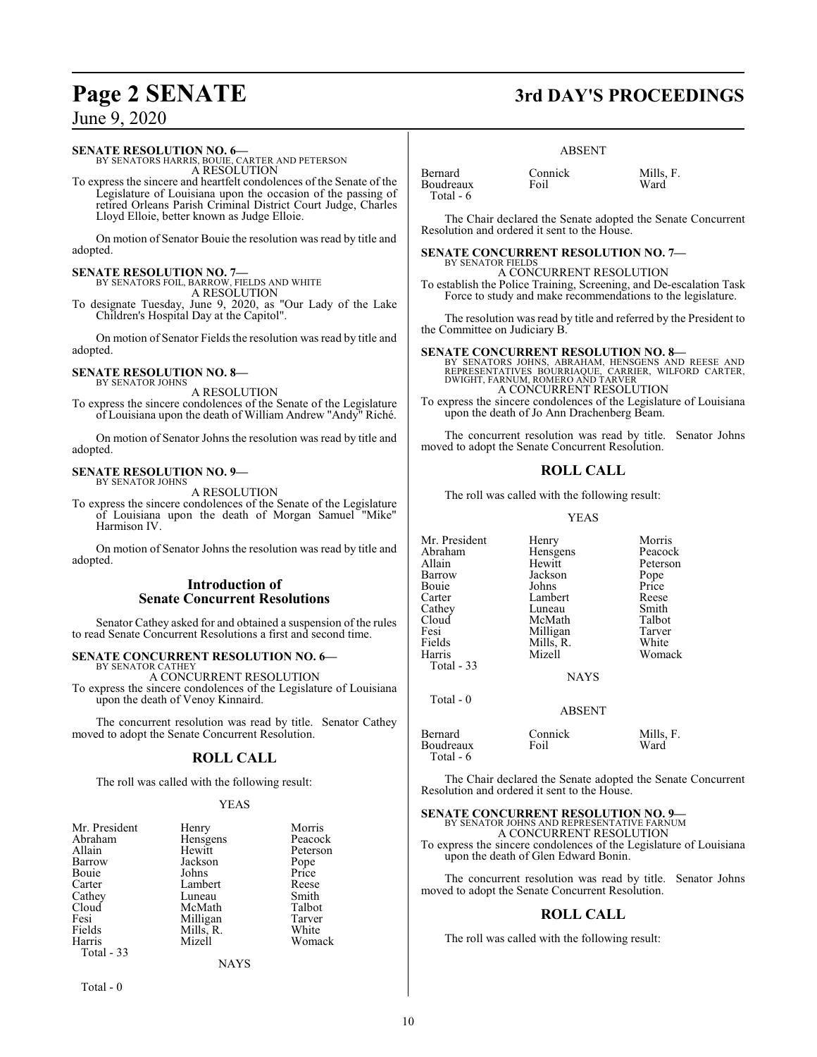**SENATE RESOLUTION NO. 6—**
BY SENATORS HARRIS, BOUIE, CARTER AND PETERSON
A RESOLUTION

To express the sincere and heartfelt condolences of the Senate of the Legislature of Louisiana upon the occasion of the passing of retired Orleans Parish Criminal District Court Judge, Charles Lloyd Elloie, better known as Judge Elloie.

On motion of Senator Bouie the resolution was read by title and adopted.

**SENATE RESOLUTION NO. 7—**
BY SENATORS FOIL, BARROW, FIELDS AND WHITE
A RESOLUTION

To designate Tuesday, June 9, 2020, as "Our Lady of the Lake Children's Hospital Day at the Capitol".

On motion of Senator Fields the resolution was read by title and adopted.

**SENATE RESOLUTION NO. 8—**
BY SENATOR JOHNS
A RESOLUTION

To express the sincere condolences of the Senate of the Legislature of Louisiana upon the death of William Andrew "Andy" Riché.

On motion of Senator Johns the resolution was read by title and adopted.

**SENATE RESOLUTION NO. 9—**
BY SENATOR JOHNS
A RESOLUTION

To express the sincere condolences of the Senate of the Legislature of Louisiana upon the death of Morgan Samuel "Mike" Harmison IV.

On motion of Senator Johns the resolution was read by title and adopted.

## Introduction of Senate Concurrent Resolutions

Senator Cathey asked for and obtained a suspension of the rules to read Senate Concurrent Resolutions a first and second time.

**SENATE CONCURRENT RESOLUTION NO. 6—**
BY SENATOR CATHEY
A CONCURRENT RESOLUTION

To express the sincere condolences of the Legislature of Louisiana upon the death of Venoy Kinnaird.

The concurrent resolution was read by title. Senator Cathey moved to adopt the Senate Concurrent Resolution.

## ROLL CALL

The roll was called with the following result:

YEAS

| | | |
|---|---|---|
| Mr. President | Henry | Morris |
| Abraham | Hensgens | Peacock |
| Allain | Hewitt | Peterson |
| Barrow | Jackson | Pope |
| Bouie | Johns | Price |
| Carter | Lambert | Reese |
| Cathey | Luneau | Smith |
| Cloud | McMath | Talbot |
| Fesi | Milligan | Tarver |
| Fields | Mills, R. | White |
| Harris | Mizell | Womack |

Total - 33

NAYS

Total - 0

ABSENT

| | | |
|---|---|---|
| Bernard | Connick | Mills, F. |
| Boudreaux | Foil | Ward |

Total - 6

The Chair declared the Senate adopted the Senate Concurrent Resolution and ordered it sent to the House.

**SENATE CONCURRENT RESOLUTION NO. 7—**
BY SENATOR FIELDS
A CONCURRENT RESOLUTION

To establish the Police Training, Screening, and De-escalation Task Force to study and make recommendations to the legislature.

The resolution was read by title and referred by the President to the Committee on Judiciary B.

**SENATE CONCURRENT RESOLUTION NO. 8—**
BY SENATORS JOHNS, ABRAHAM, HENSGENS AND REESE AND REPRESENTATIVES BOURRIAQUE, CARRIER, WILFORD CARTER, DWIGHT, FARNUM, ROMERO AND TARVER
A CONCURRENT RESOLUTION

To express the sincere condolences of the Legislature of Louisiana upon the death of Jo Ann Drachenberg Beam.

The concurrent resolution was read by title. Senator Johns moved to adopt the Senate Concurrent Resolution.

## ROLL CALL

The roll was called with the following result:

YEAS

| | | |
|---|---|---|
| Mr. President | Henry | Morris |
| Abraham | Hensgens | Peacock |
| Allain | Hewitt | Peterson |
| Barrow | Jackson | Pope |
| Bouie | Johns | Price |
| Carter | Lambert | Reese |
| Cathey | Luneau | Smith |
| Cloud | McMath | Talbot |
| Fesi | Milligan | Tarver |
| Fields | Mills, R. | White |
| Harris | Mizell | Womack |

Total - 33

NAYS

Total - 0

ABSENT

| | | |
|---|---|---|
| Bernard | Connick | Mills, F. |
| Boudreaux | Foil | Ward |

Total - 6

The Chair declared the Senate adopted the Senate Concurrent Resolution and ordered it sent to the House.

**SENATE CONCURRENT RESOLUTION NO. 9—**
BY SENATOR JOHNS AND REPRESENTATIVE FARNUM
A CONCURRENT RESOLUTION

To express the sincere condolences of the Legislature of Louisiana upon the death of Glen Edward Bonin.

The concurrent resolution was read by title. Senator Johns moved to adopt the Senate Concurrent Resolution.

## ROLL CALL

The roll was called with the following result: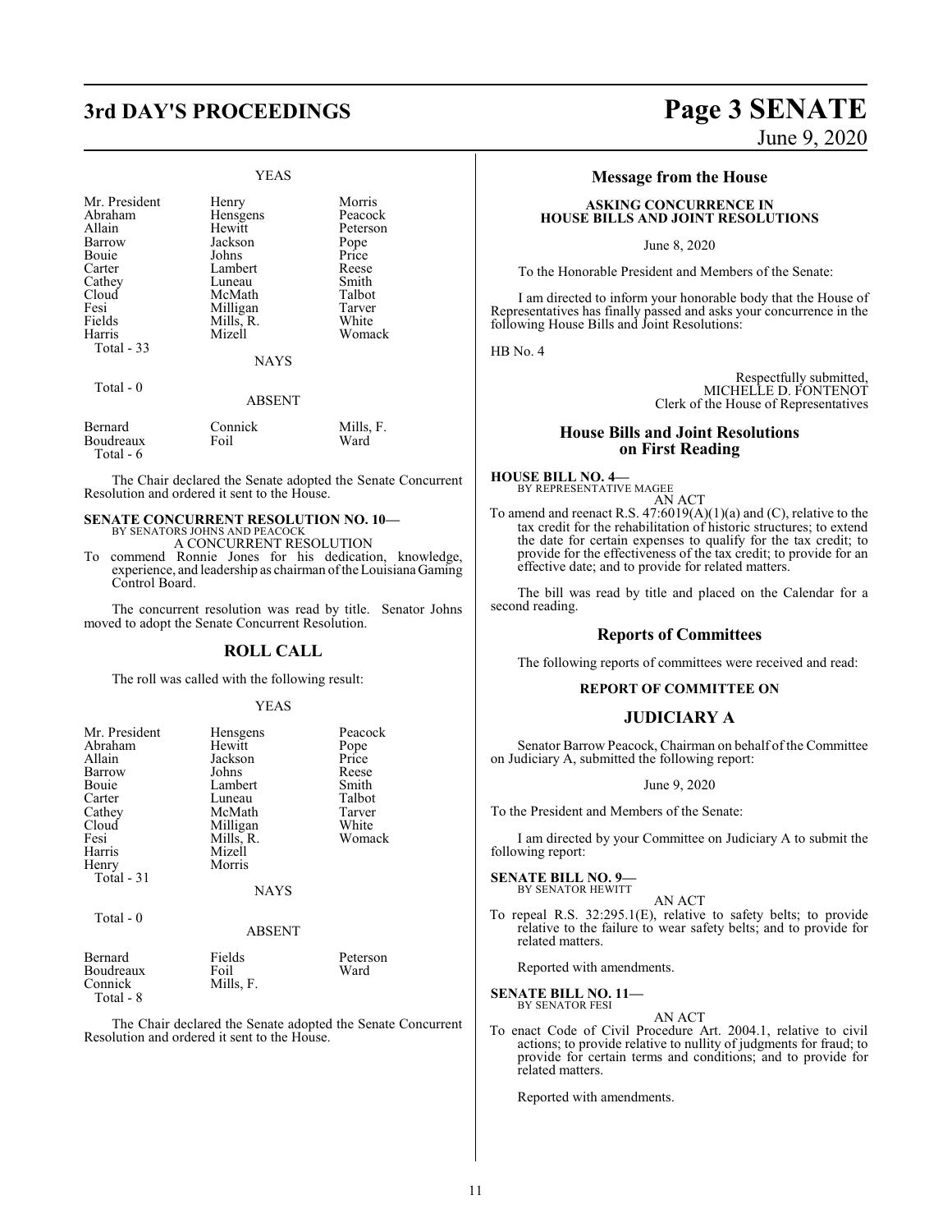### YEAS

| | | |
|---|---|---|
| Mr. President | Henry | Morris |
| Abraham | Hensgens | Peacock |
| Allain | Hewitt | Peterson |
| Barrow | Jackson | Pope |
| Bouie | Johns | Price |
| Carter | Lambert | Reese |
| Cathey | Luneau | Smith |
| Cloud | McMath | Talbot |
| Fesi | Milligan | Tarver |
| Fields | Mills, R. | White |
| Harris | Mizell | Womack |
| Total - 33 | | |

### NAYS

Total - 0

### ABSENT

| | | |
|---|---|---|
| Bernard | Connick | Mills, F. |
| Boudreaux | Foil | Ward |
| Total - 6 | | |

The Chair declared the Senate adopted the Senate Concurrent Resolution and ordered it sent to the House.

**SENATE CONCURRENT RESOLUTION NO. 10—**
BY SENATORS JOHNS AND PEACOCK

A CONCURRENT RESOLUTION

To commend Ronnie Jones for his dedication, knowledge, experience, and leadership as chairman of the Louisiana Gaming Control Board.

The concurrent resolution was read by title. Senator Johns moved to adopt the Senate Concurrent Resolution.

## ROLL CALL

The roll was called with the following result:

### YEAS

| | | |
|---|---|---|
| Mr. President | Hensgens | Peacock |
| Abraham | Hewitt | Pope |
| Allain | Jackson | Price |
| Barrow | Johns | Reese |
| Bouie | Lambert | Smith |
| Carter | Luneau | Talbot |
| Cathey | McMath | Tarver |
| Cloud | Milligan | White |
| Fesi | Mills, R. | Womack |
| Harris | Mizell | |
| Henry | Morris | |
| Total - 31 | | |

### NAYS

Total - 0

### ABSENT

| | | |
|---|---|---|
| Bernard | Fields | Peterson |
| Boudreaux | Foil | Ward |
| Connick | Mills, F. | |
| Total - 8 | | |

The Chair declared the Senate adopted the Senate Concurrent Resolution and ordered it sent to the House.

## Message from the House

**ASKING CONCURRENCE IN HOUSE BILLS AND JOINT RESOLUTIONS**

June 8, 2020

To the Honorable President and Members of the Senate:

I am directed to inform your honorable body that the House of Representatives has finally passed and asks your concurrence in the following House Bills and Joint Resolutions:

HB No. 4

Respectfully submitted,
MICHELLE D. FONTENOT
Clerk of the House of Representatives

## House Bills and Joint Resolutions on First Reading

**HOUSE BILL NO. 4—**
BY REPRESENTATIVE MAGEE

AN ACT

To amend and reenact R.S. 47:6019(A)(1)(a) and (C), relative to the tax credit for the rehabilitation of historic structures; to extend the date for certain expenses to qualify for the tax credit; to provide for the effectiveness of the tax credit; to provide for an effective date; and to provide for related matters.

The bill was read by title and placed on the Calendar for a second reading.

## Reports of Committees

The following reports of committees were received and read:

**REPORT OF COMMITTEE ON**

## JUDICIARY A

Senator Barrow Peacock, Chairman on behalf of the Committee on Judiciary A, submitted the following report:

June 9, 2020

To the President and Members of the Senate:

I am directed by your Committee on Judiciary A to submit the following report:

**SENATE BILL NO. 9—**
BY SENATOR HEWITT

AN ACT

To repeal R.S. 32:295.1(E), relative to safety belts; to provide relative to the failure to wear safety belts; and to provide for related matters.

Reported with amendments.

**SENATE BILL NO. 11—**
BY SENATOR FESI

AN ACT

To enact Code of Civil Procedure Art. 2004.1, relative to civil actions; to provide relative to nullity of judgments for fraud; to provide for certain terms and conditions; and to provide for related matters.

Reported with amendments.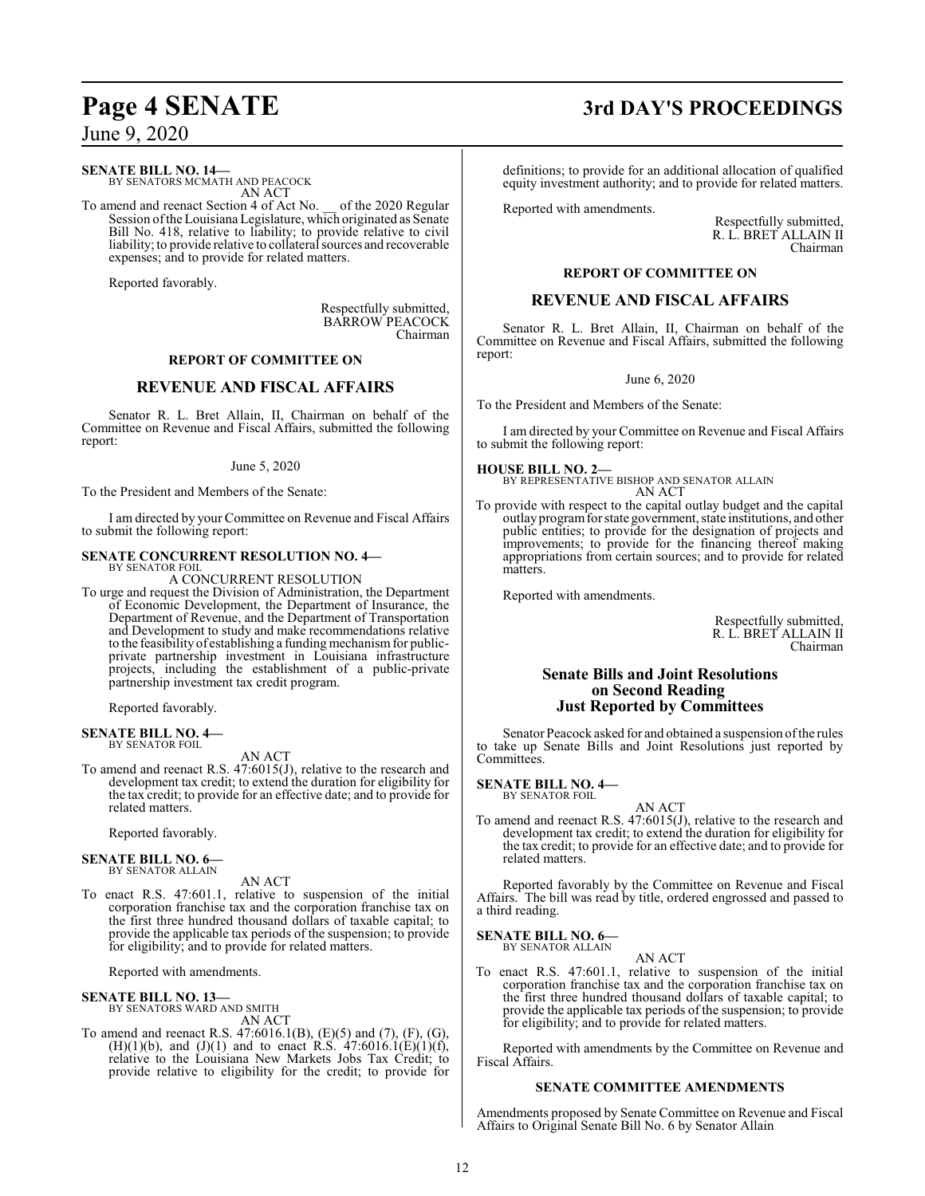**SENATE BILL NO. 14—**
BY SENATORS MCMATH AND PEACOCK
AN ACT

To amend and reenact Section 4 of Act No. __ of the 2020 Regular Session of the Louisiana Legislature, which originated as Senate Bill No. 418, relative to liability; to provide relative to civil liability; to provide relative to collateral sources and recoverable expenses; and to provide for related matters.

Reported favorably.

Respectfully submitted,
BARROW PEACOCK
Chairman

## REPORT OF COMMITTEE ON

## REVENUE AND FISCAL AFFAIRS

Senator R. L. Bret Allain, II, Chairman on behalf of the Committee on Revenue and Fiscal Affairs, submitted the following report:

June 5, 2020

To the President and Members of the Senate:

I am directed by your Committee on Revenue and Fiscal Affairs to submit the following report:

**SENATE CONCURRENT RESOLUTION NO. 4—**
BY SENATOR FOIL
A CONCURRENT RESOLUTION

To urge and request the Division of Administration, the Department of Economic Development, the Department of Insurance, the Department of Revenue, and the Department of Transportation and Development to study and make recommendations relative to the feasibility of establishing a funding mechanism for public-private partnership investment in Louisiana infrastructure projects, including the establishment of a public-private partnership investment tax credit program.

Reported favorably.

**SENATE BILL NO. 4—**
BY SENATOR FOIL
AN ACT

To amend and reenact R.S. 47:6015(J), relative to the research and development tax credit; to extend the duration for eligibility for the tax credit; to provide for an effective date; and to provide for related matters.

Reported favorably.

**SENATE BILL NO. 6—**
BY SENATOR ALLAIN
AN ACT

To enact R.S. 47:601.1, relative to suspension of the initial corporation franchise tax and the corporation franchise tax on the first three hundred thousand dollars of taxable capital; to provide the applicable tax periods of the suspension; to provide for eligibility; and to provide for related matters.

Reported with amendments.

**SENATE BILL NO. 13—**
BY SENATORS WARD AND SMITH
AN ACT

To amend and reenact R.S. 47:6016.1(B), (E)(5) and (7), (F), (G), (H)(1)(b), and (J)(1) and to enact R.S. 47:6016.1(E)(1)(f), relative to the Louisiana New Markets Jobs Tax Credit; to provide relative to eligibility for the credit; to provide for definitions; to provide for an additional allocation of qualified equity investment authority; and to provide for related matters.

Reported with amendments.

Respectfully submitted,
R. L. BRET ALLAIN II
Chairman

## REPORT OF COMMITTEE ON

## REVENUE AND FISCAL AFFAIRS

Senator R. L. Bret Allain, II, Chairman on behalf of the Committee on Revenue and Fiscal Affairs, submitted the following report:

June 6, 2020

To the President and Members of the Senate:

I am directed by your Committee on Revenue and Fiscal Affairs to submit the following report:

**HOUSE BILL NO. 2—**
BY REPRESENTATIVE BISHOP AND SENATOR ALLAIN
AN ACT

To provide with respect to the capital outlay budget and the capital outlay program for state government, state institutions, and other public entities; to provide for the designation of projects and improvements; to provide for the financing thereof making appropriations from certain sources; and to provide for related matters.

Reported with amendments.

Respectfully submitted,
R. L. BRET ALLAIN II
Chairman

## Senate Bills and Joint Resolutions on Second Reading Just Reported by Committees

Senator Peacock asked for and obtained a suspension of the rules to take up Senate Bills and Joint Resolutions just reported by Committees.

**SENATE BILL NO. 4—**
BY SENATOR FOIL
AN ACT

To amend and reenact R.S. 47:6015(J), relative to the research and development tax credit; to extend the duration for eligibility for the tax credit; to provide for an effective date; and to provide for related matters.

Reported favorably by the Committee on Revenue and Fiscal Affairs. The bill was read by title, ordered engrossed and passed to a third reading.

**SENATE BILL NO. 6—**
BY SENATOR ALLAIN
AN ACT

To enact R.S. 47:601.1, relative to suspension of the initial corporation franchise tax and the corporation franchise tax on the first three hundred thousand dollars of taxable capital; to provide the applicable tax periods of the suspension; to provide for eligibility; and to provide for related matters.

Reported with amendments by the Committee on Revenue and Fiscal Affairs.

### SENATE COMMITTEE AMENDMENTS

Amendments proposed by Senate Committee on Revenue and Fiscal Affairs to Original Senate Bill No. 6 by Senator Allain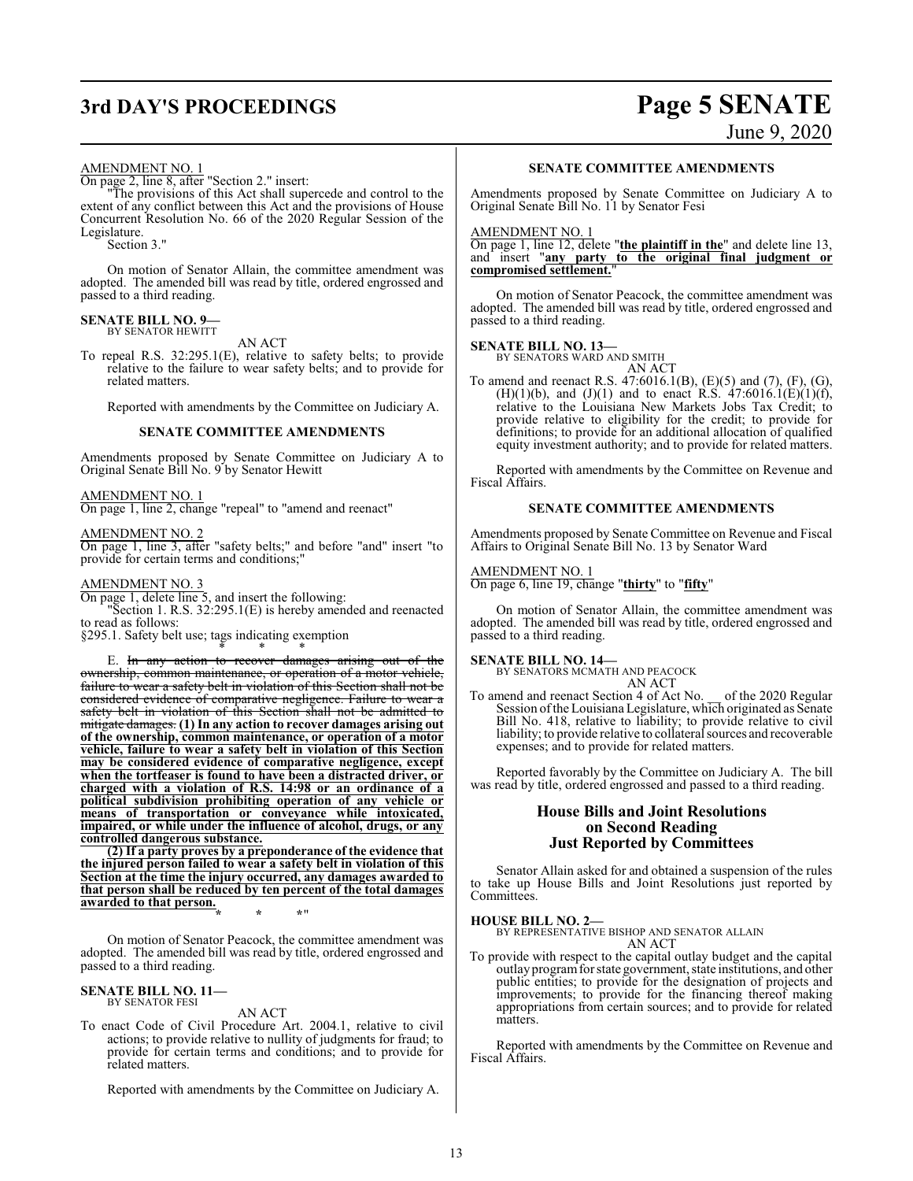AMENDMENT NO. 1

On page 2, line 8, after "Section 2." insert:

"The provisions of this Act shall supercede and control to the extent of any conflict between this Act and the provisions of House Concurrent Resolution No. 66 of the 2020 Regular Session of the Legislature.

Section 3."

On motion of Senator Allain, the committee amendment was adopted. The amended bill was read by title, ordered engrossed and passed to a third reading.

**SENATE BILL NO. 9—**
BY SENATOR HEWITT

AN ACT

To repeal R.S. 32:295.1(E), relative to safety belts; to provide relative to the failure to wear safety belts; and to provide for related matters.

Reported with amendments by the Committee on Judiciary A.

## SENATE COMMITTEE AMENDMENTS

Amendments proposed by Senate Committee on Judiciary A to Original Senate Bill No. 9 by Senator Hewitt

AMENDMENT NO. 1

On page 1, line 2, change "repeal" to "amend and reenact"

AMENDMENT NO. 2

On page 1, line 3, after "safety belts;" and before "and" insert "to provide for certain terms and conditions;"

AMENDMENT NO. 3

On page 1, delete line 5, and insert the following:

"Section 1. R.S. 32:295.1(E) is hereby amended and reenacted to read as follows:

§295.1. Safety belt use; tags indicating exemption

\* \* \*

E. ~~In any action to recover damages arising out of the ownership, common maintenance, or operation of a motor vehicle, failure to wear a safety belt in violation of this Section shall not be considered evidence of comparative negligence. Failure to wear a safety belt in violation of this Section shall not be admitted to mitigate damages.~~ **(1) In any action to recover damages arising out of the ownership, common maintenance, or operation of a motor vehicle, failure to wear a safety belt in violation of this Section may be considered evidence of comparative negligence, except when the tortfeaser is found to have been a distracted driver, or charged with a violation of R.S. 14:98 or an ordinance of a political subdivision prohibiting operation of any vehicle or means of transportation or conveyance while intoxicated, impaired, or while under the influence of alcohol, drugs, or any controlled dangerous substance.**

**(2) If a party proves by a preponderance of the evidence that the injured person failed to wear a safety belt in violation of this Section at the time the injury occurred, any damages awarded to that person shall be reduced by ten percent of the total damages awarded to that person.**

\* \* \*"

On motion of Senator Peacock, the committee amendment was adopted. The amended bill was read by title, ordered engrossed and passed to a third reading.

**SENATE BILL NO. 11—**
BY SENATOR FESI

AN ACT

To enact Code of Civil Procedure Art. 2004.1, relative to civil actions; to provide relative to nullity of judgments for fraud; to provide for certain terms and conditions; and to provide for related matters.

Reported with amendments by the Committee on Judiciary A.

## SENATE COMMITTEE AMENDMENTS

Amendments proposed by Senate Committee on Judiciary A to Original Senate Bill No. 11 by Senator Fesi

AMENDMENT NO. 1

On page 1, line 12, delete "**the plaintiff in the**" and delete line 13, and insert "**any party to the original final judgment or compromised settlement.**"

On motion of Senator Peacock, the committee amendment was adopted. The amended bill was read by title, ordered engrossed and passed to a third reading.

**SENATE BILL NO. 13—**
BY SENATORS WARD AND SMITH

AN ACT

To amend and reenact R.S. 47:6016.1(B), (E)(5) and (7), (F), (G), (H)(1)(b), and (J)(1) and to enact R.S. 47:6016.1(E)(1)(f), relative to the Louisiana New Markets Jobs Tax Credit; to provide relative to eligibility for the credit; to provide for definitions; to provide for an additional allocation of qualified equity investment authority; and to provide for related matters.

Reported with amendments by the Committee on Revenue and Fiscal Affairs.

## SENATE COMMITTEE AMENDMENTS

Amendments proposed by Senate Committee on Revenue and Fiscal Affairs to Original Senate Bill No. 13 by Senator Ward

AMENDMENT NO. 1

On page 6, line 19, change "**thirty**" to "**fifty**"

On motion of Senator Allain, the committee amendment was adopted. The amended bill was read by title, ordered engrossed and passed to a third reading.

**SENATE BILL NO. 14—**
BY SENATORS MCMATH AND PEACOCK

AN ACT

To amend and reenact Section 4 of Act No. \_\_ of the 2020 Regular Session of the Louisiana Legislature, which originated as Senate Bill No. 418, relative to liability; to provide relative to civil liability; to provide relative to collateral sources and recoverable expenses; and to provide for related matters.

Reported favorably by the Committee on Judiciary A. The bill was read by title, ordered engrossed and passed to a third reading.

## House Bills and Joint Resolutions on Second Reading Just Reported by Committees

Senator Allain asked for and obtained a suspension of the rules to take up House Bills and Joint Resolutions just reported by Committees.

**HOUSE BILL NO. 2—**
BY REPRESENTATIVE BISHOP AND SENATOR ALLAIN

AN ACT

To provide with respect to the capital outlay budget and the capital outlay program for state government, state institutions, and other public entities; to provide for the designation of projects and improvements; to provide for the financing thereof making appropriations from certain sources; and to provide for related matters.

Reported with amendments by the Committee on Revenue and Fiscal Affairs.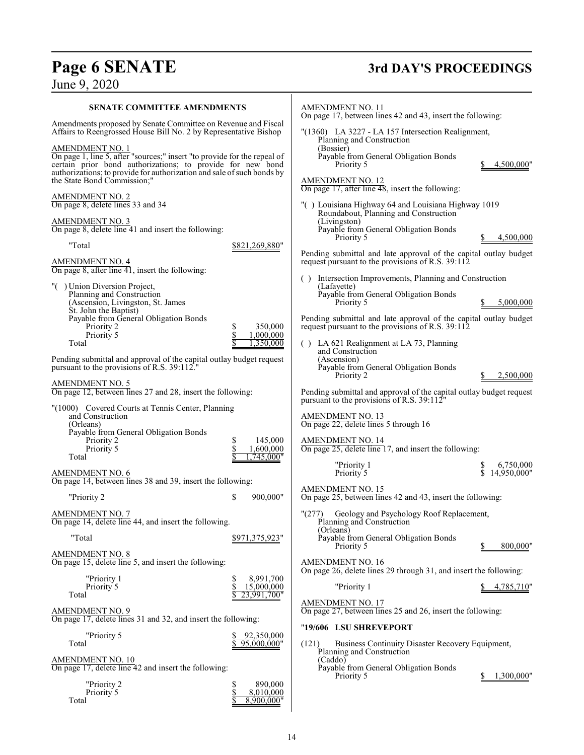**SENATE COMMITTEE AMENDMENTS**

Amendments proposed by Senate Committee on Revenue and Fiscal Affairs to Reengrossed House Bill No. 2 by Representative Bishop

AMENDMENT NO. 1
On page 1, line 5, after "sources;" insert "to provide for the repeal of certain prior bond authorizations; to provide for new bond authorizations; to provide for authorization and sale of such bonds by the State Bond Commission;"

AMENDMENT NO. 2
On page 8, delete lines 33 and 34

AMENDMENT NO. 3
On page 8, delete line 41 and insert the following:

"Total $821,269,880"

AMENDMENT NO. 4
On page 8, after line 41, insert the following:

"( ) Union Diversion Project,
Planning and Construction
(Ascension, Livingston, St. James
St. John the Baptist)
Payable from General Obligation Bonds

| | |
|---|---|
| Priority 2 | $ 350,000 |
| Priority 5 | $ 1,000,000 |
| Total | $ 1,350,000 |

Pending submittal and approval of the capital outlay budget request pursuant to the provisions of R.S. 39:112."

AMENDMENT NO. 5
On page 12, between lines 27 and 28, insert the following:

"(1000) Covered Courts at Tennis Center, Planning
and Construction
(Orleans)
Payable from General Obligation Bonds

| | |
|---|---|
| Priority 2 | $ 145,000 |
| Priority 5 | $ 1,600,000 |
| Total | $ 1,745,000" |

AMENDMENT NO. 6
On page 14, between lines 38 and 39, insert the following:

"Priority 2 $ 900,000"

AMENDMENT NO. 7
On page 14, delete line 44, and insert the following.

"Total $971,375,923"

AMENDMENT NO. 8
On page 15, delete line 5, and insert the following:

| | |
|---|---|
| "Priority 1 | $ 8,991,700 |
| Priority 5 | $ 15,000,000 |
| Total | $ 23,991,700" |

AMENDMENT NO. 9
On page 17, delete lines 31 and 32, and insert the following:

| | |
|---|---|
| "Priority 5 | $ 92,350,000 |
| Total | $ 95,000,000" |

AMENDMENT NO. 10
On page 17, delete line 42 and insert the following:

| | |
|---|---|
| "Priority 2 | $ 890,000 |
| Priority 5 | $ 8,010,000 |
| Total | $ 8,900,000" |

AMENDMENT NO. 11
On page 17, between lines 42 and 43, insert the following:

"(1360) LA 3227 - LA 157 Intersection Realignment,
Planning and Construction
(Bossier)
Payable from General Obligation Bonds
Priority 5 $ 4,500,000"

AMENDMENT NO. 12
On page 17, after line 48, insert the following:

"( ) Louisiana Highway 64 and Louisiana Highway 1019
Roundabout, Planning and Construction
(Livingston)
Payable from General Obligation Bonds
Priority 5 $ 4,500,000

Pending submittal and late approval of the capital outlay budget request pursuant to the provisions of R.S. 39:112

( ) Intersection Improvements, Planning and Construction
(Lafayette)
Payable from General Obligation Bonds
Priority 5 $ 5,000,000

Pending submittal and late approval of the capital outlay budget request pursuant to the provisions of R.S. 39:112

( ) LA 621 Realignment at LA 73, Planning
and Construction
(Ascension)
Payable from General Obligation Bonds
Priority 2 $ 2,500,000

Pending submittal and approval of the capital outlay budget request pursuant to the provisions of R.S. 39:112"

AMENDMENT NO. 13
On page 22, delete lines 5 through 16

AMENDMENT NO. 14
On page 25, delete line 17, and insert the following:

| | |
|---|---|
| "Priority 1 | $ 6,750,000 |
| Priority 5 | $ 14,950,000" |

AMENDMENT NO. 15
On page 25, between lines 42 and 43, insert the following:

"(277) Geology and Psychology Roof Replacement,
Planning and Construction
(Orleans)
Payable from General Obligation Bonds
Priority 5 $ 800,000"

AMENDMENT NO. 16
On page 26, delete lines 29 through 31, and insert the following:

"Priority 1 $ 4,785,710"

AMENDMENT NO. 17
On page 27, between lines 25 and 26, insert the following:

"**19/606 LSU SHREVEPORT**

(121) Business Continuity Disaster Recovery Equipment,
Planning and Construction
(Caddo)
Payable from General Obligation Bonds
Priority 5 $ 1,300,000"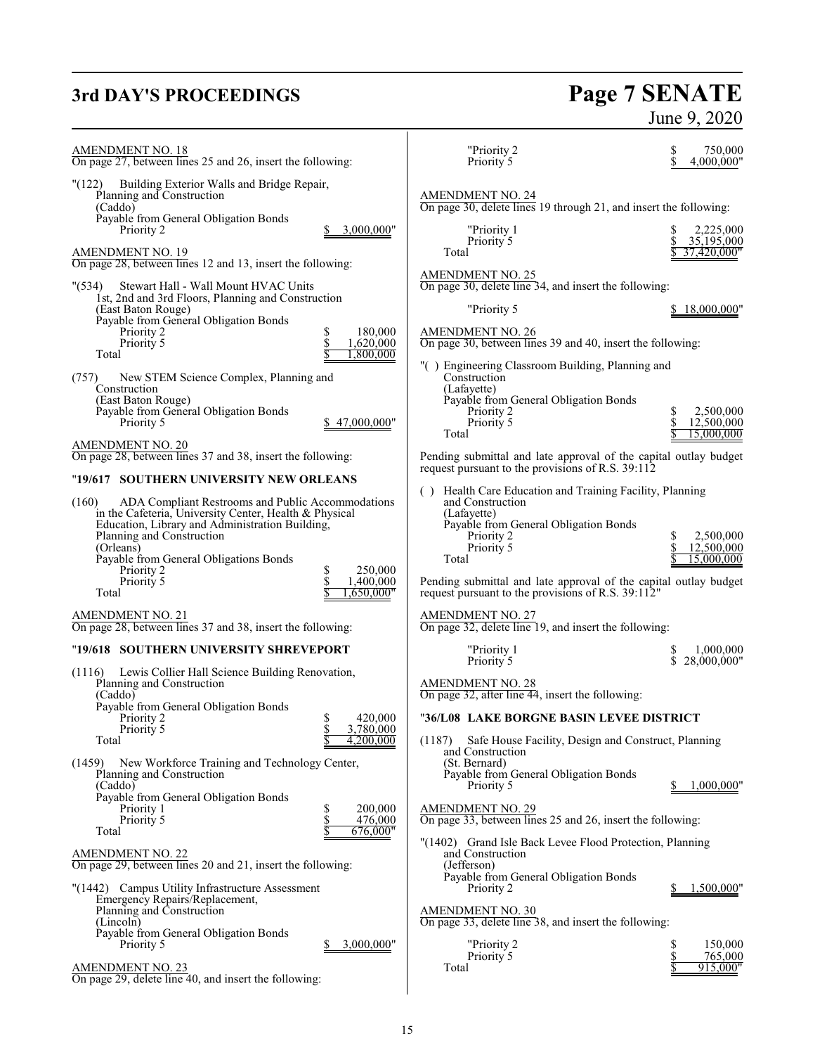AMENDMENT NO. 18
On page 27, between lines 25 and 26, insert the following:

"(122) Building Exterior Walls and Bridge Repair,
Planning and Construction
(Caddo)
Payable from General Obligation Bonds
Priority 2 $ 3,000,000"

AMENDMENT NO. 19
On page 28, between lines 12 and 13, insert the following:

"(534) Stewart Hall - Wall Mount HVAC Units
1st, 2nd and 3rd Floors, Planning and Construction
(East Baton Rouge)
Payable from General Obligation Bonds

| | |
|---|---|
| Priority 2 | $ 180,000 |
| Priority 5 | $ 1,620,000 |
| Total | $ 1,800,000 |

(757) New STEM Science Complex, Planning and
Construction
(East Baton Rouge)
Payable from General Obligation Bonds
Priority 5 $ 47,000,000"

AMENDMENT NO. 20
On page 28, between lines 37 and 38, insert the following:

"**19/617 SOUTHERN UNIVERSITY NEW ORLEANS**

(160) ADA Compliant Restrooms and Public Accommodations
in the Cafeteria, University Center, Health & Physical
Education, Library and Administration Building,
Planning and Construction
(Orleans)
Payable from General Obligations Bonds

| | |
|---|---|
| Priority 2 | $ 250,000 |
| Priority 5 | $ 1,400,000 |
| Total | $ 1,650,000" |

AMENDMENT NO. 21
On page 28, between lines 37 and 38, insert the following:

"**19/618 SOUTHERN UNIVERSITY SHREVEPORT**

(1116) Lewis Collier Hall Science Building Renovation,
Planning and Construction
(Caddo)
Payable from General Obligation Bonds

| | |
|---|---|
| Priority 2 | $ 420,000 |
| Priority 5 | $ 3,780,000 |
| Total | $ 4,200,000 |

(1459) New Workforce Training and Technology Center,
Planning and Construction
(Caddo)
Payable from General Obligation Bonds

| | |
|---|---|
| Priority 1 | $ 200,000 |
| Priority 5 | $ 476,000 |
| Total | $ 676,000" |

AMENDMENT NO. 22
On page 29, between lines 20 and 21, insert the following:

"(1442) Campus Utility Infrastructure Assessment
Emergency Repairs/Replacement,
Planning and Construction
(Lincoln)
Payable from General Obligation Bonds
Priority 5 $ 3,000,000"

AMENDMENT NO. 23
On page 29, delete line 40, and insert the following:

| | |
|---|---|
| "Priority 2 | $ 750,000 |
| Priority 5 | $ 4,000,000" |

AMENDMENT NO. 24
On page 30, delete lines 19 through 21, and insert the following:

| | |
|---|---|
| "Priority 1 | $ 2,225,000 |
| Priority 5 | $ 35,195,000 |
| Total | $ 37,420,000" |

AMENDMENT NO. 25
On page 30, delete line 34, and insert the following:

"Priority 5 $ 18,000,000"

AMENDMENT NO. 26
On page 30, between lines 39 and 40, insert the following:

"( ) Engineering Classroom Building, Planning and
Construction
(Lafayette)
Payable from General Obligation Bonds

| | |
|---|---|
| Priority 2 | $ 2,500,000 |
| Priority 5 | $ 12,500,000 |
| Total | $ 15,000,000 |

Pending submittal and late approval of the capital outlay budget request pursuant to the provisions of R.S. 39:112

( ) Health Care Education and Training Facility, Planning
and Construction
(Lafayette)
Payable from General Obligation Bonds

| | |
|---|---|
| Priority 2 | $ 2,500,000 |
| Priority 5 | $ 12,500,000 |
| Total | $ 15,000,000 |

Pending submittal and late approval of the capital outlay budget request pursuant to the provisions of R.S. 39:112"

AMENDMENT NO. 27
On page 32, delete line 19, and insert the following:

| | |
|---|---|
| "Priority 1 | $ 1,000,000 |
| Priority 5 | $ 28,000,000" |

AMENDMENT NO. 28
On page 32, after line 44, insert the following:

"**36/L08 LAKE BORGNE BASIN LEVEE DISTRICT**

(1187) Safe House Facility, Design and Construct, Planning
and Construction
(St. Bernard)
Payable from General Obligation Bonds
Priority 5 $ 1,000,000"

AMENDMENT NO. 29
On page 33, between lines 25 and 26, insert the following:

"(1402) Grand Isle Back Levee Flood Protection, Planning
and Construction
(Jefferson)
Payable from General Obligation Bonds
Priority 2 $ 1,500,000"

AMENDMENT NO. 30
On page 33, delete line 38, and insert the following:

| | |
|---|---|
| "Priority 2 | $ 150,000 |
| Priority 5 | $ 765,000 |
| Total | $ 915,000" |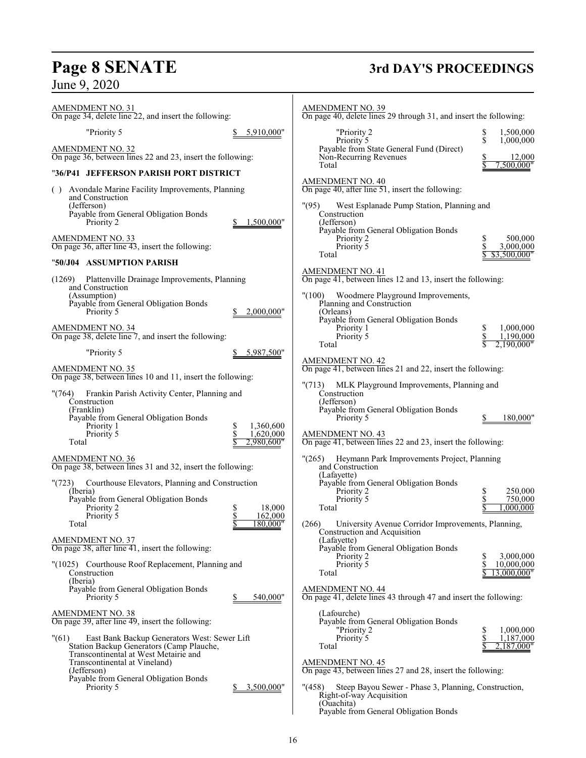AMENDMENT NO. 31
On page 34, delete line 22, and insert the following:

"Priority 5 $ 5,910,000"

AMENDMENT NO. 32
On page 36, between lines 22 and 23, insert the following:

"**36/P41 JEFFERSON PARISH PORT DISTRICT**

( ) Avondale Marine Facility Improvements, Planning and Construction
(Jefferson)
Payable from General Obligation Bonds
Priority 2 $ 1,500,000"

AMENDMENT NO. 33
On page 36, after line 43, insert the following:

"**50/J04 ASSUMPTION PARISH**

(1269) Plattenville Drainage Improvements, Planning and Construction
(Assumption)
Payable from General Obligation Bonds
Priority 5 $ 2,000,000"

AMENDMENT NO. 34
On page 38, delete line 7, and insert the following:

"Priority 5 $ 5,987,500"

AMENDMENT NO. 35
On page 38, between lines 10 and 11, insert the following:

"(764) Frankin Parish Activity Center, Planning and Construction
(Franklin)
Payable from General Obligation Bonds
Priority 1 $ 1,360,600
Priority 5 $ 1,620,000
Total $ 2,980,600"

AMENDMENT NO. 36
On page 38, between lines 31 and 32, insert the following:

"(723) Courthouse Elevators, Planning and Construction
(Iberia)
Payable from General Obligation Bonds
Priority 2 $ 18,000
Priority 5 $ 162,000
Total $ 180,000"

AMENDMENT NO. 37
On page 38, after line 41, insert the following:

"(1025) Courthouse Roof Replacement, Planning and Construction
(Iberia)
Payable from General Obligation Bonds
Priority 5 $ 540,000"

AMENDMENT NO. 38
On page 39, after line 49, insert the following:

"(61) East Bank Backup Generators West: Sewer Lift Station Backup Generators (Camp Plauche, Transcontinental at West Metairie and Transcontinental at Vineland)
(Jefferson)
Payable from General Obligation Bonds
Priority 5 $ 3,500,000"

AMENDMENT NO. 39
On page 40, delete lines 29 through 31, and insert the following:

"Priority 2 $ 1,500,000
Priority 5 $ 1,000,000
Payable from State General Fund (Direct) Non-Recurring Revenues $ 12,000
Total $ 7,500,000"

AMENDMENT NO. 40
On page 40, after line 51, insert the following:

"(95) West Esplanade Pump Station, Planning and Construction
(Jefferson)
Payable from General Obligation Bonds
Priority 2 $ 500,000
Priority 5 $ 3,000,000
Total $ $3,500,000"

AMENDMENT NO. 41
On page 41, between lines 12 and 13, insert the following:

"(100) Woodmere Playground Improvements, Planning and Construction
(Orleans)
Payable from General Obligation Bonds
Priority 1 $ 1,000,000
Priority 5 $ 1,190,000
Total $ 2,190,000"

AMENDMENT NO. 42
On page 41, between lines 21 and 22, insert the following:

"(713) MLK Playground Improvements, Planning and Construction
(Jefferson)
Payable from General Obligation Bonds
Priority 5 $ 180,000"

AMENDMENT NO. 43
On page 41, between lines 22 and 23, insert the following:

"(265) Heymann Park Improvements Project, Planning and Construction
(Lafayette)
Payable from General Obligation Bonds
Priority 2 $ 250,000
Priority 5 $ 750,000
Total $ 1,000,000

(266) University Avenue Corridor Improvements, Planning, Construction and Acquisition
(Lafayette)
Payable from General Obligation Bonds
Priority 2 $ 3,000,000
Priority 5 $ 10,000,000
Total $ 13,000,000"

AMENDMENT NO. 44
On page 41, delete lines 43 through 47 and insert the following:

(Lafourche)
Payable from General Obligation Bonds
"Priority 2 $ 1,000,000
Priority 5 $ 1,187,000
Total $ 2,187,000"

AMENDMENT NO. 45
On page 43, between lines 27 and 28, insert the following:

"(458) Steep Bayou Sewer - Phase 3, Planning, Construction, Right-of-way Acquisition
(Ouachita)
Payable from General Obligation Bonds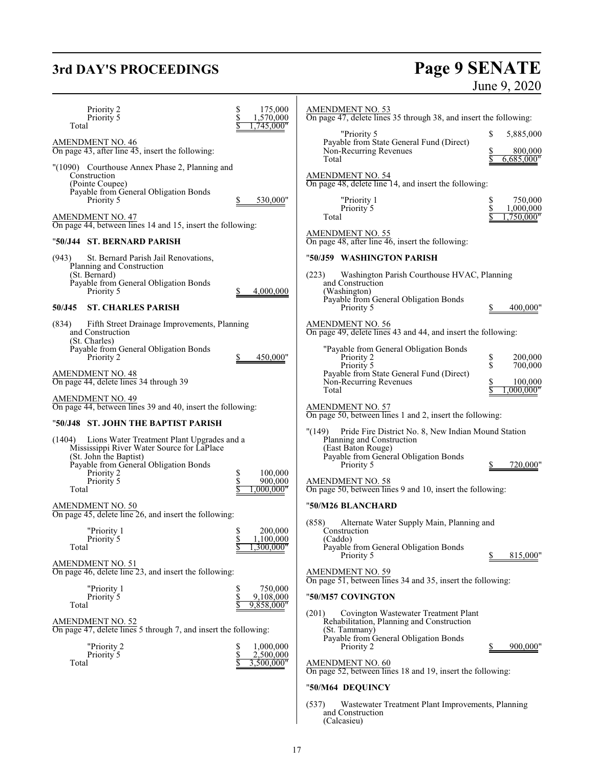| | |
|---|---|
| Priority 2 | $ 175,000 |
| Priority 5 | $ 1,570,000 |
| Total | $ 1,745,000" |

AMENDMENT NO. 46
On page 43, after line 45, insert the following:

"(1090) Courthouse Annex Phase 2, Planning and Construction
(Pointe Coupee)
Payable from General Obligation Bonds
Priority 5 $ 530,000"

AMENDMENT NO. 47
On page 44, between lines 14 and 15, insert the following:

"**50/J44 ST. BERNARD PARISH**

(943) St. Bernard Parish Jail Renovations, Planning and Construction
(St. Bernard)
Payable from General Obligation Bonds
Priority 5 $ 4,000,000

**50/J45 ST. CHARLES PARISH**

(834) Fifth Street Drainage Improvements, Planning and Construction
(St. Charles)
Payable from General Obligation Bonds
Priority 2 $ 450,000"

AMENDMENT NO. 48
On page 44, delete lines 34 through 39

AMENDMENT NO. 49
On page 44, between lines 39 and 40, insert the following:

"**50/J48 ST. JOHN THE BAPTIST PARISH**

(1404) Lions Water Treatment Plant Upgrades and a Mississippi River Water Source for LaPlace
(St. John the Baptist)
Payable from General Obligation Bonds

| | |
|---|---|
| Priority 2 | $ 100,000 |
| Priority 5 | $ 900,000 |
| Total | $ 1,000,000" |

AMENDMENT NO. 50
On page 45, delete line 26, and insert the following:

| | |
|---|---|
| "Priority 1 | $ 200,000 |
| Priority 5 | $ 1,100,000 |
| Total | $ 1,300,000" |

AMENDMENT NO. 51
On page 46, delete line 23, and insert the following:

| | |
|---|---|
| "Priority 1 | $ 750,000 |
| Priority 5 | $ 9,108,000 |
| Total | $ 9,858,000" |

AMENDMENT NO. 52
On page 47, delete lines 5 through 7, and insert the following:

| | |
|---|---|
| "Priority 2 | $ 1,000,000 |
| Priority 5 | $ 2,500,000 |
| Total | $ 3,500,000" |

AMENDMENT NO. 53
On page 47, delete lines 35 through 38, and insert the following:

| | |
|---|---|
| "Priority 5 | $ 5,885,000 |
| Payable from State General Fund (Direct) Non-Recurring Revenues | $ 800,000 |
| Total | $ 6,685,000" |

AMENDMENT NO. 54
On page 48, delete line 14, and insert the following:

| | |
|---|---|
| "Priority 1 | $ 750,000 |
| Priority 5 | $ 1,000,000 |
| Total | $ 1,750,000" |

AMENDMENT NO. 55
On page 48, after line 46, insert the following:

"**50/J59 WASHINGTON PARISH**

(223) Washington Parish Courthouse HVAC, Planning and Construction
(Washington)
Payable from General Obligation Bonds
Priority 5 $ 400,000"

AMENDMENT NO. 56
On page 49, delete lines 43 and 44, and insert the following:

| | |
|---|---|
| "Payable from General Obligation Bonds | |
| Priority 2 | $ 200,000 |
| Priority 5 | $ 700,000 |
| Payable from State General Fund (Direct) Non-Recurring Revenues | $ 100,000 |
| Total | $ 1,000,000" |

AMENDMENT NO. 57
On page 50, between lines 1 and 2, insert the following:

"(149) Pride Fire District No. 8, New Indian Mound Station Planning and Construction
(East Baton Rouge)
Payable from General Obligation Bonds
Priority 5 $ 720,000"

AMENDMENT NO. 58
On page 50, between lines 9 and 10, insert the following:

"**50/M26 BLANCHARD**

(858) Alternate Water Supply Main, Planning and Construction
(Caddo)
Payable from General Obligation Bonds
Priority 5 $ 815,000"

AMENDMENT NO. 59
On page 51, between lines 34 and 35, insert the following:

"**50/M57 COVINGTON**

(201) Covington Wastewater Treatment Plant Rehabilitation, Planning and Construction
(St. Tammany)
Payable from General Obligation Bonds
Priority 2 $ 900,000"

AMENDMENT NO. 60
On page 52, between lines 18 and 19, insert the following:

"**50/M64 DEQUINCY**

(537) Wastewater Treatment Plant Improvements, Planning and Construction
(Calcasieu)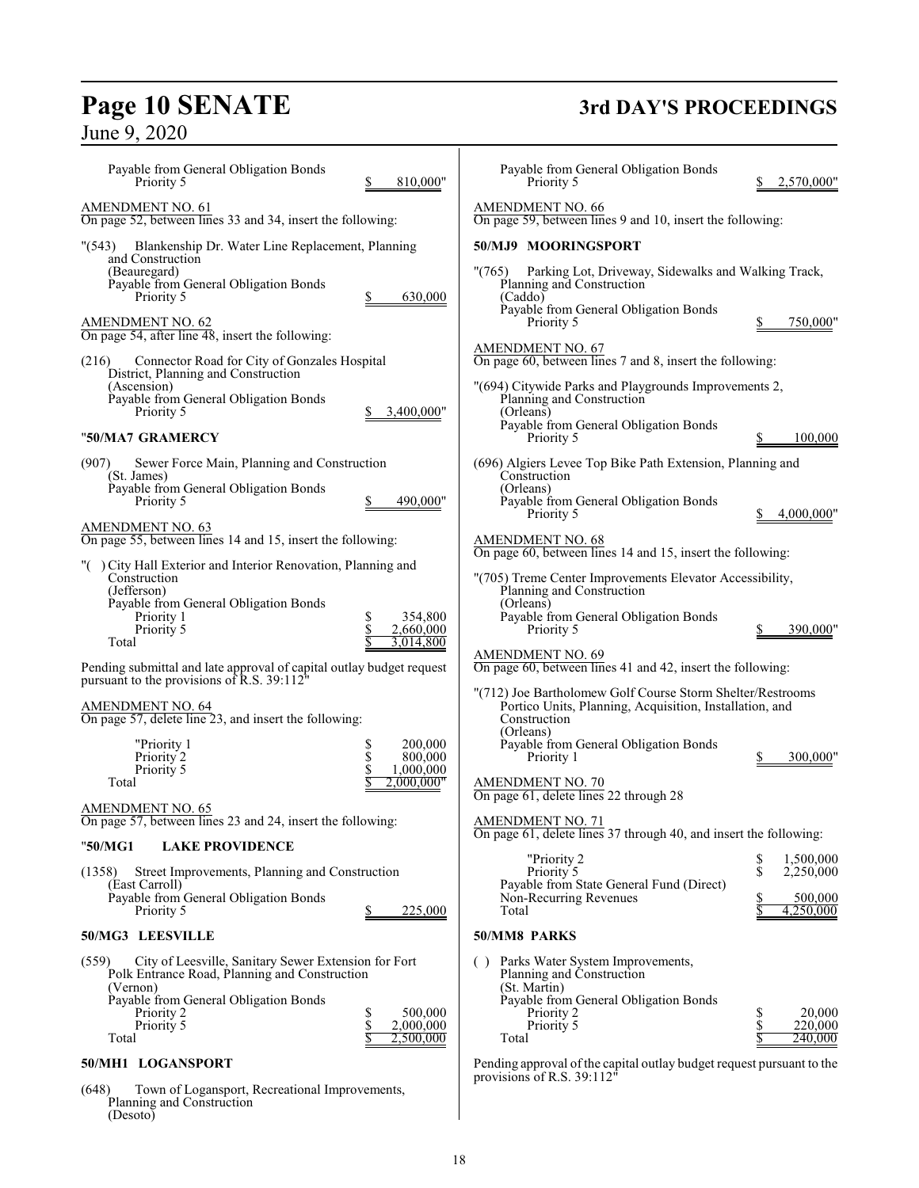Payable from General Obligation Bonds
Priority 5 $ 810,000"

AMENDMENT NO. 61
On page 52, between lines 33 and 34, insert the following:

"(543) Blankenship Dr. Water Line Replacement, Planning and Construction
(Beauregard)
Payable from General Obligation Bonds
Priority 5 $ 630,000

AMENDMENT NO. 62
On page 54, after line 48, insert the following:

(216) Connector Road for City of Gonzales Hospital District, Planning and Construction
(Ascension)
Payable from General Obligation Bonds
Priority 5 $ 3,400,000"

"**50/MA7 GRAMERCY**

(907) Sewer Force Main, Planning and Construction
(St. James)
Payable from General Obligation Bonds
Priority 5 $ 490,000"

AMENDMENT NO. 63
On page 55, between lines 14 and 15, insert the following:

"( ) City Hall Exterior and Interior Renovation, Planning and Construction
(Jefferson)
Payable from General Obligation Bonds

| | |
|---|---|
| Priority 1 | $ 354,800 |
| Priority 5 | $ 2,660,000 |
| Total | $ 3,014,800 |

Pending submittal and late approval of capital outlay budget request pursuant to the provisions of R.S. 39:112"

AMENDMENT NO. 64
On page 57, delete line 23, and insert the following:

| | |
|---|---|
| "Priority 1 | $ 200,000 |
| Priority 2 | $ 800,000 |
| Priority 5 | $ 1,000,000 |
| Total | $ 2,000,000" |

AMENDMENT NO. 65
On page 57, between lines 23 and 24, insert the following:

"**50/MG1 LAKE PROVIDENCE**

(1358) Street Improvements, Planning and Construction
(East Carroll)
Payable from General Obligation Bonds
Priority 5 $ 225,000

**50/MG3 LEESVILLE**

(559) City of Leesville, Sanitary Sewer Extension for Fort Polk Entrance Road, Planning and Construction
(Vernon)
Payable from General Obligation Bonds

| | |
|---|---|
| Priority 2 | $ 500,000 |
| Priority 5 | $ 2,000,000 |
| Total | $ 2,500,000 |

**50/MH1 LOGANSPORT**

(648) Town of Logansport, Recreational Improvements, Planning and Construction
(Desoto)
Payable from General Obligation Bonds
Priority 5 $ 2,570,000"

AMENDMENT NO. 66
On page 59, between lines 9 and 10, insert the following:

**50/MJ9 MOORINGSPORT**

"(765) Parking Lot, Driveway, Sidewalks and Walking Track, Planning and Construction
(Caddo)
Payable from General Obligation Bonds
Priority 5 $ 750,000"

AMENDMENT NO. 67
On page 60, between lines 7 and 8, insert the following:

"(694) Citywide Parks and Playgrounds Improvements 2, Planning and Construction
(Orleans)
Payable from General Obligation Bonds
Priority 5 $ 100,000

(696) Algiers Levee Top Bike Path Extension, Planning and Construction
(Orleans)
Payable from General Obligation Bonds
Priority 5 $ 4,000,000"

AMENDMENT NO. 68
On page 60, between lines 14 and 15, insert the following:

"(705) Treme Center Improvements Elevator Accessibility, Planning and Construction
(Orleans)
Payable from General Obligation Bonds
Priority 5 $ 390,000"

AMENDMENT NO. 69
On page 60, between lines 41 and 42, insert the following:

"(712) Joe Bartholomew Golf Course Storm Shelter/Restrooms Portico Units, Planning, Acquisition, Installation, and Construction
(Orleans)
Payable from General Obligation Bonds
Priority 1 $ 300,000"

AMENDMENT NO. 70
On page 61, delete lines 22 through 28

AMENDMENT NO. 71
On page 61, delete lines 37 through 40, and insert the following:

| | |
|---|---|
| "Priority 2 | $ 1,500,000 |
| Priority 5 | $ 2,250,000 |
| Payable from State General Fund (Direct) Non-Recurring Revenues | $ 500,000 |
| Total | $ 4,250,000 |

**50/MM8 PARKS**

( ) Parks Water System Improvements, Planning and Construction
(St. Martin)
Payable from General Obligation Bonds

| | |
|---|---|
| Priority 2 | $ 20,000 |
| Priority 5 | $ 220,000 |
| Total | $ 240,000 |

Pending approval of the capital outlay budget request pursuant to the provisions of R.S. 39:112"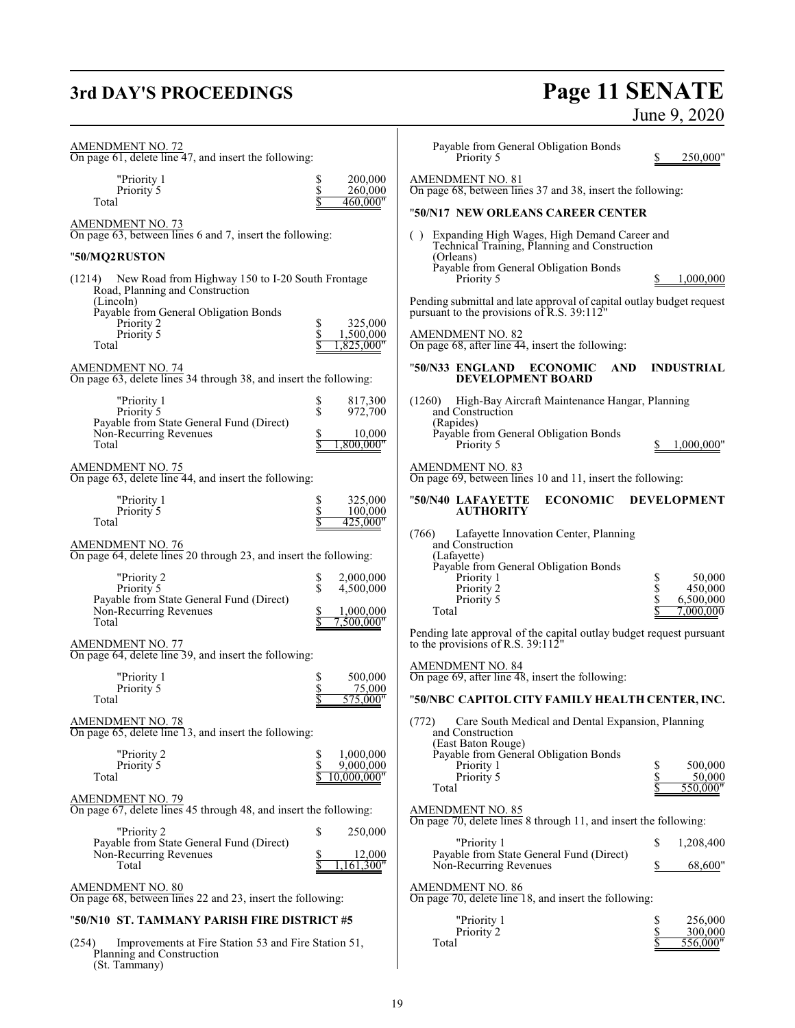AMENDMENT NO. 72
On page 61, delete line 47, and insert the following:

| | | |
|---|---|---|
| "Priority 1 | $ | 200,000 |
| Priority 5 | $ | 260,000 |
| Total | $ | 460,000" |

AMENDMENT NO. 73
On page 63, between lines 6 and 7, insert the following:

**"50/MQ2 RUSTON**

(1214) New Road from Highway 150 to I-20 South Frontage Road, Planning and Construction
(Lincoln)
Payable from General Obligation Bonds

| | | |
|---|---|---|
| Priority 2 | $ | 325,000 |
| Priority 5 | $ | 1,500,000 |
| Total | $ | 1,825,000" |

AMENDMENT NO. 74
On page 63, delete lines 34 through 38, and insert the following:

| | | |
|---|---|---|
| "Priority 1 | $ | 817,300 |
| Priority 5 | $ | 972,700 |
| Payable from State General Fund (Direct) Non-Recurring Revenues | $ | 10,000 |
| Total | $ | 1,800,000" |

AMENDMENT NO. 75
On page 63, delete line 44, and insert the following:

| | | |
|---|---|---|
| "Priority 1 | $ | 325,000 |
| Priority 5 | $ | 100,000 |
| Total | $ | 425,000" |

AMENDMENT NO. 76
On page 64, delete lines 20 through 23, and insert the following:

| | | |
|---|---|---|
| "Priority 2 | $ | 2,000,000 |
| Priority 5 | $ | 4,500,000 |
| Payable from State General Fund (Direct) Non-Recurring Revenues | $ | 1,000,000 |
| Total | $ | 7,500,000" |

AMENDMENT NO. 77
On page 64, delete line 39, and insert the following:

| | | |
|---|---|---|
| "Priority 1 | $ | 500,000 |
| Priority 5 | $ | 75,000 |
| Total | $ | 575,000" |

AMENDMENT NO. 78
On page 65, delete line 13, and insert the following:

| | | |
|---|---|---|
| "Priority 2 | $ | 1,000,000 |
| Priority 5 | $ | 9,000,000 |
| Total | $ | 10,000,000" |

AMENDMENT NO. 79
On page 67, delete lines 45 through 48, and insert the following:

| | | |
|---|---|---|
| "Priority 2 | $ | 250,000 |
| Payable from State General Fund (Direct) Non-Recurring Revenues | $ | 12,000 |
| Total | $ | 1,161,300" |

AMENDMENT NO. 80
On page 68, between lines 22 and 23, insert the following:

**"50/N10 ST. TAMMANY PARISH FIRE DISTRICT #5**

(254) Improvements at Fire Station 53 and Fire Station 51, Planning and Construction
(St. Tammany)
Payable from General Obligation Bonds

| | | |
|---|---|---|
| Priority 5 | $ | 250,000" |

AMENDMENT NO. 81
On page 68, between lines 37 and 38, insert the following:

**"50/N17 NEW ORLEANS CAREER CENTER**

( ) Expanding High Wages, High Demand Career and Technical Training, Planning and Construction
(Orleans)
Payable from General Obligation Bonds

| | | |
|---|---|---|
| Priority 5 | $ | 1,000,000 |

Pending submittal and late approval of capital outlay budget request pursuant to the provisions of R.S. 39:112"

AMENDMENT NO. 82
On page 68, after line 44, insert the following:

**"50/N33 ENGLAND ECONOMIC AND INDUSTRIAL DEVELOPMENT BOARD**

(1260) High-Bay Aircraft Maintenance Hangar, Planning and Construction
(Rapides)
Payable from General Obligation Bonds

| | | |
|---|---|---|
| Priority 5 | $ | 1,000,000" |

AMENDMENT NO. 83
On page 69, between lines 10 and 11, insert the following:

**"50/N40 LAFAYETTE ECONOMIC DEVELOPMENT AUTHORITY**

(766) Lafayette Innovation Center, Planning and Construction
(Lafayette)
Payable from General Obligation Bonds

| | | |
|---|---|---|
| Priority 1 | $ | 50,000 |
| Priority 2 | $ | 450,000 |
| Priority 5 | $ | 6,500,000 |
| Total | $ | 7,000,000 |

Pending late approval of the capital outlay budget request pursuant to the provisions of R.S. 39:112"

AMENDMENT NO. 84
On page 69, after line 48, insert the following:

**"50/NBC CAPITOL CITY FAMILY HEALTH CENTER, INC.**

(772) Care South Medical and Dental Expansion, Planning and Construction
(East Baton Rouge)
Payable from General Obligation Bonds

| | | |
|---|---|---|
| Priority 1 | $ | 500,000 |
| Priority 5 | $ | 50,000 |
| Total | $ | 550,000" |

AMENDMENT NO. 85
On page 70, delete lines 8 through 11, and insert the following:

| | | |
|---|---|---|
| "Priority 1 | $ | 1,208,400 |
| Payable from State General Fund (Direct) Non-Recurring Revenues | $ | 68,600" |

AMENDMENT NO. 86
On page 70, delete line 18, and insert the following:

| | | |
|---|---|---|
| "Priority 1 | $ | 256,000 |
| Priority 2 | $ | 300,000 |
| Total | $ | 556,000" |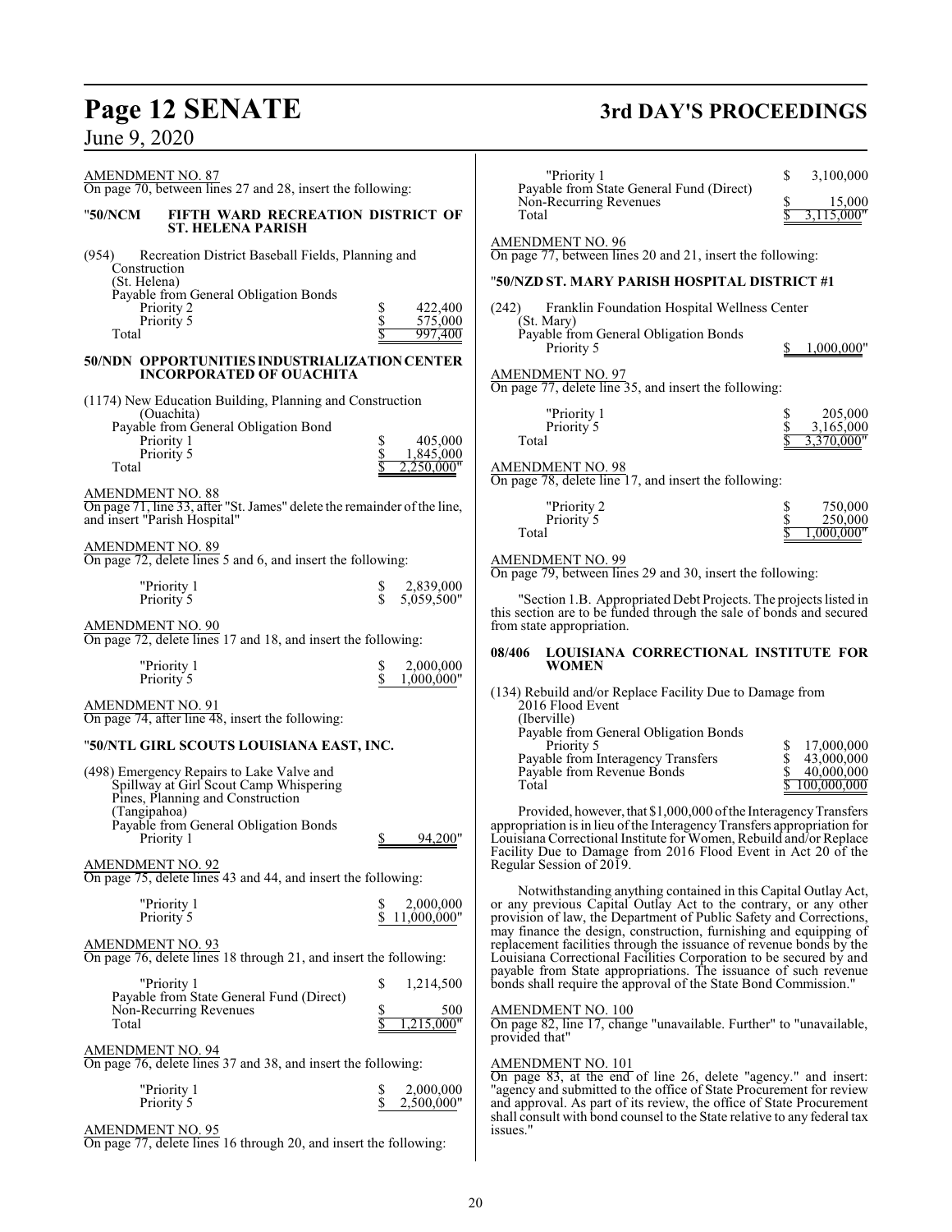AMENDMENT NO. 87
On page 70, between lines 27 and 28, insert the following:

"**50/NCM FIFTH WARD RECREATION DISTRICT OF ST. HELENA PARISH**

(954) Recreation District Baseball Fields, Planning and Construction
(St. Helena)
Payable from General Obligation Bonds

| | |
|---|---|
| Priority 2 | $ 422,400 |
| Priority 5 | $ 575,000 |
| Total | $ 997,400 |

**50/NDN OPPORTUNITIES INDUSTRIALIZATION CENTER INCORPORATED OF OUACHITA**

(1174) New Education Building, Planning and Construction
(Ouachita)
Payable from General Obligation Bond

| | |
|---|---|
| Priority 1 | $ 405,000 |
| Priority 5 | $ 1,845,000 |
| Total | $ 2,250,000" |

AMENDMENT NO. 88
On page 71, line 33, after "St. James" delete the remainder of the line, and insert "Parish Hospital"

AMENDMENT NO. 89
On page 72, delete lines 5 and 6, and insert the following:

| | |
|---|---|
| "Priority 1 | $ 2,839,000 |
| Priority 5 | $ 5,059,500" |

AMENDMENT NO. 90
On page 72, delete lines 17 and 18, and insert the following:

| | |
|---|---|
| "Priority 1 | $ 2,000,000 |
| Priority 5 | $ 1,000,000" |

AMENDMENT NO. 91
On page 74, after line 48, insert the following:

"**50/NTL GIRL SCOUTS LOUISIANA EAST, INC.**

(498) Emergency Repairs to Lake Valve and Spillway at Girl Scout Camp Whispering Pines, Planning and Construction
(Tangipahoa)
Payable from General Obligation Bonds

| | |
|---|---|
| Priority 1 | $ 94,200" |

AMENDMENT NO. 92
On page 75, delete lines 43 and 44, and insert the following:

| | |
|---|---|
| "Priority 1 | $ 2,000,000 |
| Priority 5 | $ 11,000,000" |

AMENDMENT NO. 93
On page 76, delete lines 18 through 21, and insert the following:

| | |
|---|---|
| "Priority 1 | $ 1,214,500 |
| Payable from State General Fund (Direct) Non-Recurring Revenues | $ 500 |
| Total | $ 1,215,000" |

AMENDMENT NO. 94
On page 76, delete lines 37 and 38, and insert the following:

| | |
|---|---|
| "Priority 1 | $ 2,000,000 |
| Priority 5 | $ 2,500,000" |

AMENDMENT NO. 95
On page 77, delete lines 16 through 20, and insert the following:

| | |
|---|---|
| "Priority 1 | $ 3,100,000 |
| Payable from State General Fund (Direct) Non-Recurring Revenues | $ 15,000 |
| Total | $ 3,115,000" |

AMENDMENT NO. 96
On page 77, between lines 20 and 21, insert the following:

"**50/NZD ST. MARY PARISH HOSPITAL DISTRICT #1**

(242) Franklin Foundation Hospital Wellness Center
(St. Mary)
Payable from General Obligation Bonds

| | |
|---|---|
| Priority 5 | $ 1,000,000" |

AMENDMENT NO. 97
On page 77, delete line 35, and insert the following:

| | |
|---|---|
| "Priority 1 | $ 205,000 |
| Priority 5 | $ 3,165,000 |
| Total | $ 3,370,000" |

AMENDMENT NO. 98
On page 78, delete line 17, and insert the following:

| | |
|---|---|
| "Priority 2 | $ 750,000 |
| Priority 5 | $ 250,000 |
| Total | $ 1,000,000" |

AMENDMENT NO. 99
On page 79, between lines 29 and 30, insert the following:

"Section 1.B. Appropriated Debt Projects. The projects listed in this section are to be funded through the sale of bonds and secured from state appropriation.

**08/406 LOUISIANA CORRECTIONAL INSTITUTE FOR WOMEN**

(134) Rebuild and/or Replace Facility Due to Damage from 2016 Flood Event
(Iberville)
Payable from General Obligation Bonds

| | |
|---|---|
| Priority 5 | $ 17,000,000 |
| Payable from Interagency Transfers | $ 43,000,000 |
| Payable from Revenue Bonds | $ 40,000,000 |
| Total | $ 100,000,000 |

Provided, however, that $1,000,000 of the Interagency Transfers appropriation is in lieu of the Interagency Transfers appropriation for Louisiana Correctional Institute for Women, Rebuild and/or Replace Facility Due to Damage from 2016 Flood Event in Act 20 of the Regular Session of 2019.

Notwithstanding anything contained in this Capital Outlay Act, or any previous Capital Outlay Act to the contrary, or any other provision of law, the Department of Public Safety and Corrections, may finance the design, construction, furnishing and equipping of replacement facilities through the issuance of revenue bonds by the Louisiana Correctional Facilities Corporation to be secured by and payable from State appropriations. The issuance of such revenue bonds shall require the approval of the State Bond Commission."

AMENDMENT NO. 100
On page 82, line 17, change "unavailable. Further" to "unavailable, provided that"

AMENDMENT NO. 101
On page 83, at the end of line 26, delete "agency." and insert: "agency and submitted to the office of State Procurement for review and approval. As part of its review, the office of State Procurement shall consult with bond counsel to the State relative to any federal tax issues."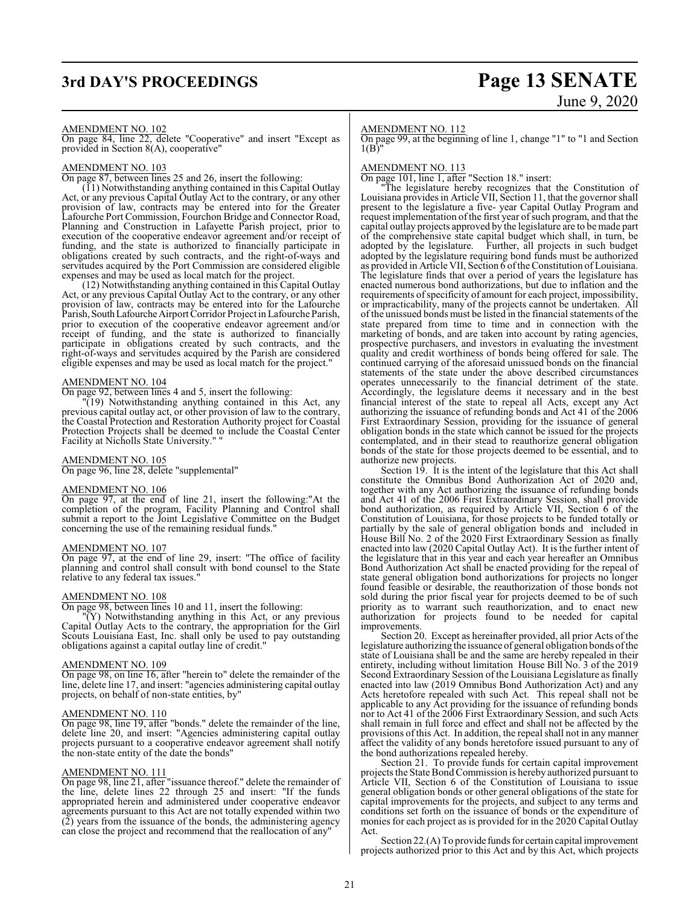AMENDMENT NO. 102

On page 84, line 22, delete "Cooperative" and insert "Except as provided in Section 8(A), cooperative"

AMENDMENT NO. 103

On page 87, between lines 25 and 26, insert the following:

(11) Notwithstanding anything contained in this Capital Outlay Act, or any previous Capital Outlay Act to the contrary, or any other provision of law, contracts may be entered into for the Greater Lafourche Port Commission, Fourchon Bridge and Connector Road, Planning and Construction in Lafayette Parish project, prior to execution of the cooperative endeavor agreement and/or receipt of funding, and the state is authorized to financially participate in obligations created by such contracts, and the right-of-ways and servitudes acquired by the Port Commission are considered eligible expenses and may be used as local match for the project.

(12) Notwithstanding anything contained in this Capital Outlay Act, or any previous Capital Outlay Act to the contrary, or any other provision of law, contracts may be entered into for the Lafourche Parish, South Lafourche Airport Corridor Project in Lafourche Parish, prior to execution of the cooperative endeavor agreement and/or receipt of funding, and the state is authorized to financially participate in obligations created by such contracts, and the right-of-ways and servitudes acquired by the Parish are considered eligible expenses and may be used as local match for the project."

AMENDMENT NO. 104

On page 92, between lines 4 and 5, insert the following:

"(19) Notwithstanding anything contained in this Act, any previous capital outlay act, or other provision of law to the contrary, the Coastal Protection and Restoration Authority project for Coastal Protection Projects shall be deemed to include the Coastal Center Facility at Nicholls State University." "

AMENDMENT NO. 105

On page 96, line 28, delete "supplemental"

AMENDMENT NO. 106

On page 97, at the end of line 21, insert the following:"At the completion of the program, Facility Planning and Control shall submit a report to the Joint Legislative Committee on the Budget concerning the use of the remaining residual funds."

AMENDMENT NO. 107

On page 97, at the end of line 29, insert: "The office of facility planning and control shall consult with bond counsel to the State relative to any federal tax issues."

AMENDMENT NO. 108

On page 98, between lines 10 and 11, insert the following:

"(Y) Notwithstanding anything in this Act, or any previous Capital Outlay Acts to the contrary, the appropriation for the Girl Scouts Louisiana East, Inc. shall only be used to pay outstanding obligations against a capital outlay line of credit."

AMENDMENT NO. 109

On page 98, on line 16, after "herein to" delete the remainder of the line, delete line 17, and insert: "agencies administering capital outlay projects, on behalf of non-state entities, by"

AMENDMENT NO. 110

On page 98, line 19, after "bonds." delete the remainder of the line, delete line 20, and insert: "Agencies administering capital outlay projects pursuant to a cooperative endeavor agreement shall notify the non-state entity of the date the bonds"

AMENDMENT NO. 111

On page 98, line 21, after "issuance thereof." delete the remainder of the line, delete lines 22 through 25 and insert: "If the funds appropriated herein and administered under cooperative endeavor agreements pursuant to this Act are not totally expended within two (2) years from the issuance of the bonds, the administering agency can close the project and recommend that the reallocation of any"

AMENDMENT NO. 112

On page 99, at the beginning of line 1, change "1" to "1 and Section 1(B)"

AMENDMENT NO. 113

On page 101, line 1, after "Section 18." insert:

"The legislature hereby recognizes that the Constitution of Louisiana provides in Article VII, Section 11, that the governor shall present to the legislature a five- year Capital Outlay Program and request implementation of the first year of such program, and that the capital outlay projects approved by the legislature are to be made part of the comprehensive state capital budget which shall, in turn, be adopted by the legislature. Further, all projects in such budget adopted by the legislature requiring bond funds must be authorized as provided in Article VII, Section 6 of the Constitution of Louisiana. The legislature finds that over a period of years the legislature has enacted numerous bond authorizations, but due to inflation and the requirements of specificity of amount for each project, impossibility, or impracticability, many of the projects cannot be undertaken. All of the unissued bonds must be listed in the financial statements of the state prepared from time to time and in connection with the marketing of bonds, and are taken into account by rating agencies, prospective purchasers, and investors in evaluating the investment quality and credit worthiness of bonds being offered for sale. The continued carrying of the aforesaid unissued bonds on the financial statements of the state under the above described circumstances operates unnecessarily to the financial detriment of the state. Accordingly, the legislature deems it necessary and in the best financial interest of the state to repeal all Acts, except any Act authorizing the issuance of refunding bonds and Act 41 of the 2006 First Extraordinary Session, providing for the issuance of general obligation bonds in the state which cannot be issued for the projects contemplated, and in their stead to reauthorize general obligation bonds of the state for those projects deemed to be essential, and to authorize new projects.

Section 19. It is the intent of the legislature that this Act shall constitute the Omnibus Bond Authorization Act of 2020 and, together with any Act authorizing the issuance of refunding bonds and Act 41 of the 2006 First Extraordinary Session, shall provide bond authorization, as required by Article VII, Section 6 of the Constitution of Louisiana, for those projects to be funded totally or partially by the sale of general obligation bonds and included in House Bill No. 2 of the 2020 First Extraordinary Session as finally enacted into law (2020 Capital Outlay Act). It is the further intent of the legislature that in this year and each year hereafter an Omnibus Bond Authorization Act shall be enacted providing for the repeal of state general obligation bond authorizations for projects no longer found feasible or desirable, the reauthorization of those bonds not sold during the prior fiscal year for projects deemed to be of such priority as to warrant such reauthorization, and to enact new authorization for projects found to be needed for capital improvements.

Section 20. Except as hereinafter provided, all prior Acts of the legislature authorizing the issuance of general obligation bonds of the state of Louisiana shall be and the same are hereby repealed in their entirety, including without limitation House Bill No. 3 of the 2019 Second Extraordinary Session of the Louisiana Legislature as finally enacted into law (2019 Omnibus Bond Authorization Act) and any Acts heretofore repealed with such Act. This repeal shall not be applicable to any Act providing for the issuance of refunding bonds nor to Act 41 of the 2006 First Extraordinary Session, and such Acts shall remain in full force and effect and shall not be affected by the provisions of this Act. In addition, the repeal shall not in any manner affect the validity of any bonds heretofore issued pursuant to any of the bond authorizations repealed hereby.

Section 21. To provide funds for certain capital improvement projects the State Bond Commission is hereby authorized pursuant to Article VII, Section 6 of the Constitution of Louisiana to issue general obligation bonds or other general obligations of the state for capital improvements for the projects, and subject to any terms and conditions set forth on the issuance of bonds or the expenditure of monies for each project as is provided for in the 2020 Capital Outlay Act.

Section 22.(A) To provide funds for certain capital improvement projects authorized prior to this Act and by this Act, which projects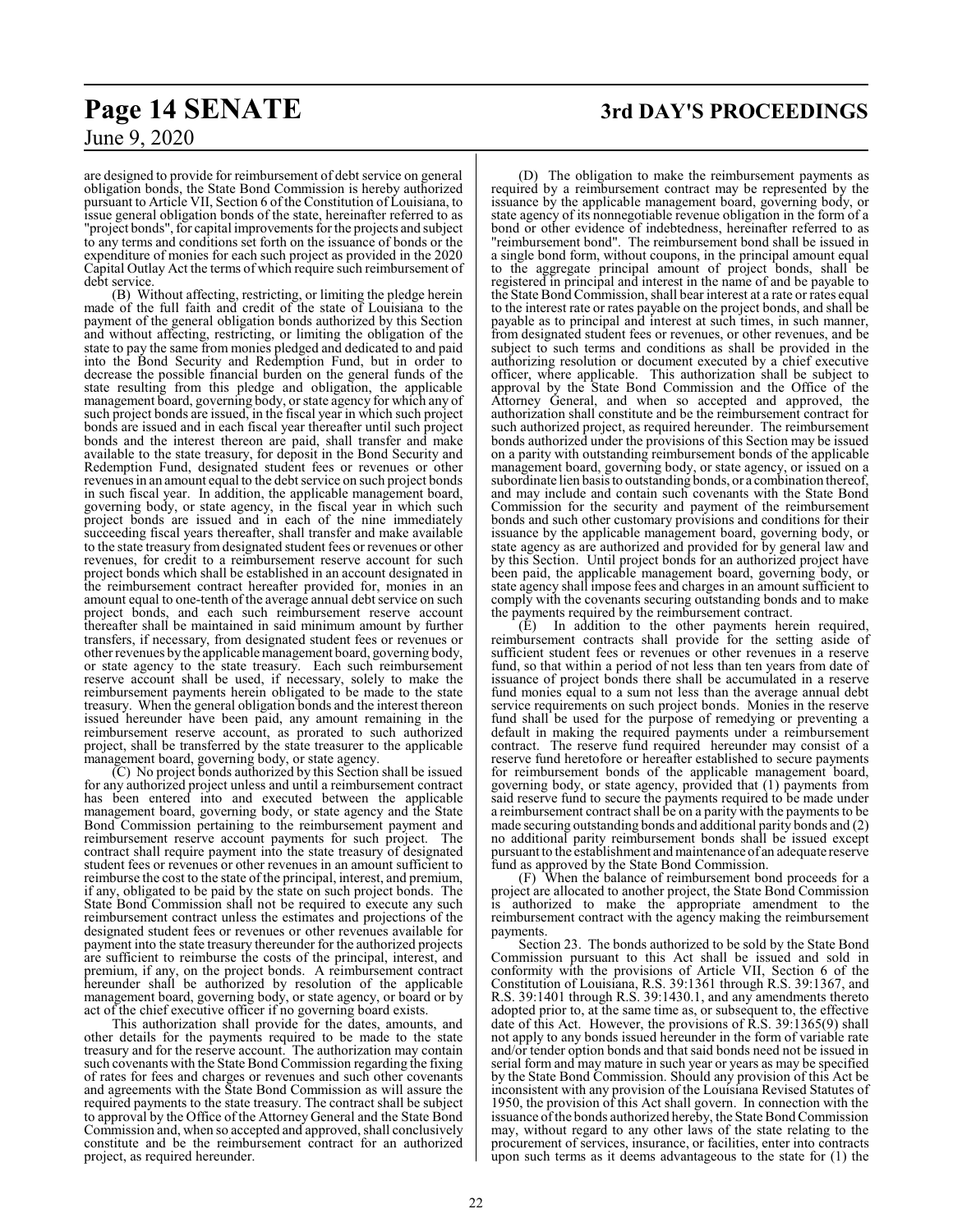are designed to provide for reimbursement of debt service on general obligation bonds, the State Bond Commission is hereby authorized pursuant to Article VII, Section 6 of the Constitution of Louisiana, to issue general obligation bonds of the state, hereinafter referred to as "project bonds", for capital improvements for the projects and subject to any terms and conditions set forth on the issuance of bonds or the expenditure of monies for each such project as provided in the 2020 Capital Outlay Act the terms of which require such reimbursement of debt service.

(B) Without affecting, restricting, or limiting the pledge herein made of the full faith and credit of the state of Louisiana to the payment of the general obligation bonds authorized by this Section and without affecting, restricting, or limiting the obligation of the state to pay the same from monies pledged and dedicated to and paid into the Bond Security and Redemption Fund, but in order to decrease the possible financial burden on the general funds of the state resulting from this pledge and obligation, the applicable management board, governing body, or state agency for which any of such project bonds are issued, in the fiscal year in which such project bonds are issued and in each fiscal year thereafter until such project bonds and the interest thereon are paid, shall transfer and make available to the state treasury, for deposit in the Bond Security and Redemption Fund, designated student fees or revenues or other revenues in an amount equal to the debt service on such project bonds in such fiscal year. In addition, the applicable management board, governing body, or state agency, in the fiscal year in which such project bonds are issued and in each of the nine immediately succeeding fiscal years thereafter, shall transfer and make available to the state treasury from designated student fees or revenues or other revenues, for credit to a reimbursement reserve account for such project bonds which shall be established in an account designated in the reimbursement contract hereafter provided for, monies in an amount equal to one-tenth of the average annual debt service on such project bonds, and each such reimbursement reserve account thereafter shall be maintained in said minimum amount by further transfers, if necessary, from designated student fees or revenues or other revenues by the applicable management board, governing body, or state agency to the state treasury. Each such reimbursement reserve account shall be used, if necessary, solely to make the reimbursement payments herein obligated to be made to the state treasury. When the general obligation bonds and the interest thereon issued hereunder have been paid, any amount remaining in the reimbursement reserve account, as prorated to such authorized project, shall be transferred by the state treasurer to the applicable management board, governing body, or state agency.

(C) No project bonds authorized by this Section shall be issued for any authorized project unless and until a reimbursement contract has been entered into and executed between the applicable management board, governing body, or state agency and the State Bond Commission pertaining to the reimbursement payment and reimbursement reserve account payments for such project. The contract shall require payment into the state treasury of designated student fees or revenues or other revenues in an amount sufficient to reimburse the cost to the state of the principal, interest, and premium, if any, obligated to be paid by the state on such project bonds. The State Bond Commission shall not be required to execute any such reimbursement contract unless the estimates and projections of the designated student fees or revenues or other revenues available for payment into the state treasury thereunder for the authorized projects are sufficient to reimburse the costs of the principal, interest, and premium, if any, on the project bonds. A reimbursement contract hereunder shall be authorized by resolution of the applicable management board, governing body, or state agency, or board or by act of the chief executive officer if no governing board exists.

This authorization shall provide for the dates, amounts, and other details for the payments required to be made to the state treasury and for the reserve account. The authorization may contain such covenants with the State Bond Commission regarding the fixing of rates for fees and charges or revenues and such other covenants and agreements with the State Bond Commission as will assure the required payments to the state treasury. The contract shall be subject to approval by the Office of the Attorney General and the State Bond Commission and, when so accepted and approved, shall conclusively constitute and be the reimbursement contract for an authorized project, as required hereunder.

(D) The obligation to make the reimbursement payments as required by a reimbursement contract may be represented by the issuance by the applicable management board, governing body, or state agency of its nonnegotiable revenue obligation in the form of a bond or other evidence of indebtedness, hereinafter referred to as "reimbursement bond". The reimbursement bond shall be issued in a single bond form, without coupons, in the principal amount equal to the aggregate principal amount of project bonds, shall be registered in principal and interest in the name of and be payable to the State Bond Commission, shall bear interest at a rate or rates equal to the interest rate or rates payable on the project bonds, and shall be payable as to principal and interest at such times, in such manner, from designated student fees or revenues, or other revenues, and be subject to such terms and conditions as shall be provided in the authorizing resolution or document executed by a chief executive officer, where applicable. This authorization shall be subject to approval by the State Bond Commission and the Office of the Attorney General, and when so accepted and approved, the authorization shall constitute and be the reimbursement contract for such authorized project, as required hereunder. The reimbursement bonds authorized under the provisions of this Section may be issued on a parity with outstanding reimbursement bonds of the applicable management board, governing body, or state agency, or issued on a subordinate lien basis to outstanding bonds, or a combination thereof, and may include and contain such covenants with the State Bond Commission for the security and payment of the reimbursement bonds and such other customary provisions and conditions for their issuance by the applicable management board, governing body, or state agency as are authorized and provided for by general law and by this Section. Until project bonds for an authorized project have been paid, the applicable management board, governing body, or state agency shall impose fees and charges in an amount sufficient to comply with the covenants securing outstanding bonds and to make the payments required by the reimbursement contract.

(E) In addition to the other payments herein required, reimbursement contracts shall provide for the setting aside of sufficient student fees or revenues or other revenues in a reserve fund, so that within a period of not less than ten years from date of issuance of project bonds there shall be accumulated in a reserve fund monies equal to a sum not less than the average annual debt service requirements on such project bonds. Monies in the reserve fund shall be used for the purpose of remedying or preventing a default in making the required payments under a reimbursement contract. The reserve fund required hereunder may consist of a reserve fund heretofore or hereafter established to secure payments for reimbursement bonds of the applicable management board, governing body, or state agency, provided that (1) payments from said reserve fund to secure the payments required to be made under a reimbursement contract shall be on a parity with the payments to be made securing outstanding bonds and additional parity bonds and (2) no additional parity reimbursement bonds shall be issued except pursuant to the establishment and maintenance of an adequate reserve fund as approved by the State Bond Commission.

(F) When the balance of reimbursement bond proceeds for a project are allocated to another project, the State Bond Commission is authorized to make the appropriate amendment to the reimbursement contract with the agency making the reimbursement payments.

Section 23. The bonds authorized to be sold by the State Bond Commission pursuant to this Act shall be issued and sold in conformity with the provisions of Article VII, Section 6 of the Constitution of Louisiana, R.S. 39:1361 through R.S. 39:1367, and R.S. 39:1401 through R.S. 39:1430.1, and any amendments thereto adopted prior to, at the same time as, or subsequent to, the effective date of this Act. However, the provisions of R.S. 39:1365(9) shall not apply to any bonds issued hereunder in the form of variable rate and/or tender option bonds and that said bonds need not be issued in serial form and may mature in such year or years as may be specified by the State Bond Commission. Should any provision of this Act be inconsistent with any provision of the Louisiana Revised Statutes of 1950, the provision of this Act shall govern. In connection with the issuance of the bonds authorized hereby, the State Bond Commission may, without regard to any other laws of the state relating to the procurement of services, insurance, or facilities, enter into contracts upon such terms as it deems advantageous to the state for (1) the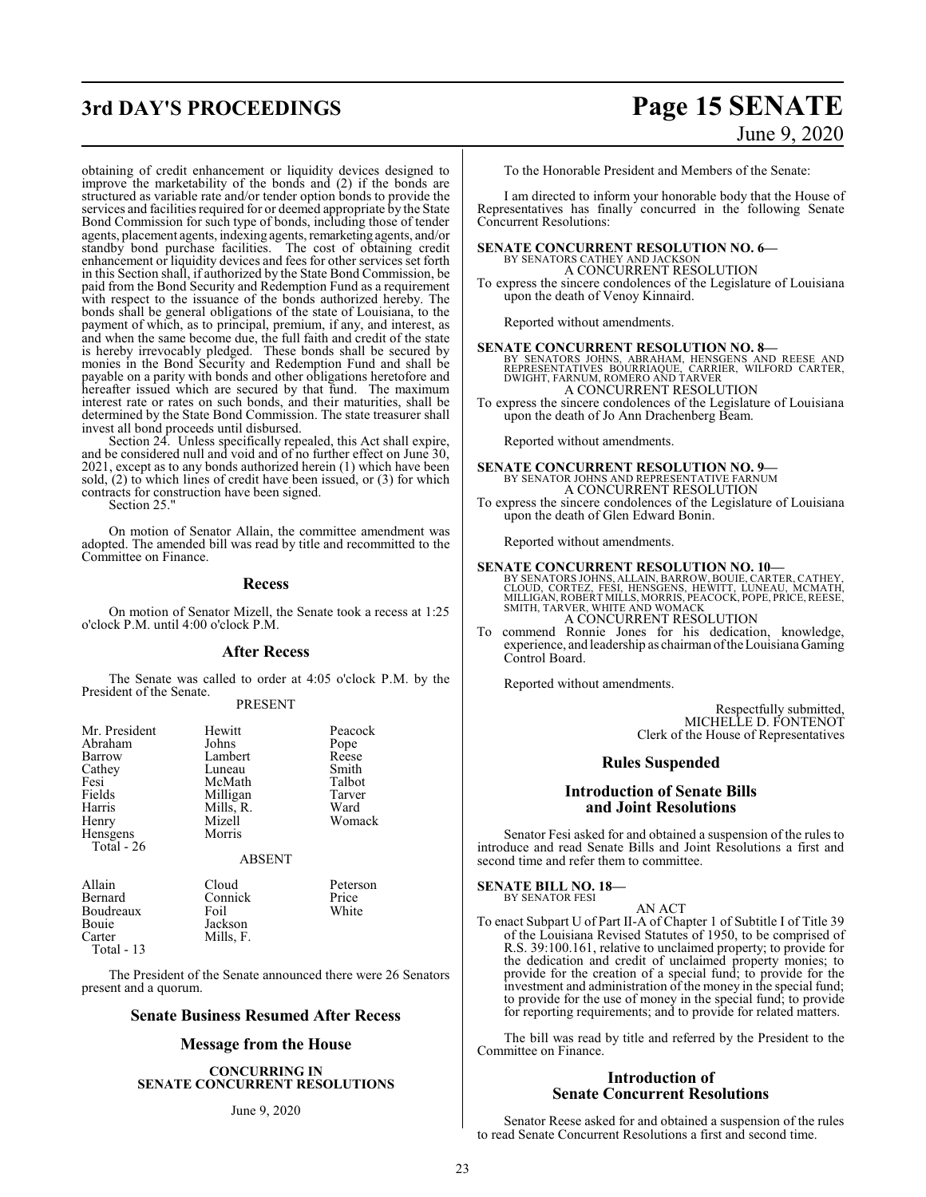obtaining of credit enhancement or liquidity devices designed to improve the marketability of the bonds and (2) if the bonds are structured as variable rate and/or tender option bonds to provide the services and facilities required for or deemed appropriate by the State Bond Commission for such type of bonds, including those of tender agents, placement agents, indexing agents, remarketing agents, and/or standby bond purchase facilities. The cost of obtaining credit enhancement or liquidity devices and fees for other services set forth in this Section shall, if authorized by the State Bond Commission, be paid from the Bond Security and Redemption Fund as a requirement with respect to the issuance of the bonds authorized hereby. The bonds shall be general obligations of the state of Louisiana, to the payment of which, as to principal, premium, if any, and interest, as and when the same become due, the full faith and credit of the state is hereby irrevocably pledged. These bonds shall be secured by monies in the Bond Security and Redemption Fund and shall be payable on a parity with bonds and other obligations heretofore and hereafter issued which are secured by that fund. The maximum interest rate or rates on such bonds, and their maturities, shall be determined by the State Bond Commission. The state treasurer shall invest all bond proceeds until disbursed.

Section 24. Unless specifically repealed, this Act shall expire, and be considered null and void and of no further effect on June 30, 2021, except as to any bonds authorized herein (1) which have been sold, (2) to which lines of credit have been issued, or (3) for which contracts for construction have been signed.

Section 25."

On motion of Senator Allain, the committee amendment was adopted. The amended bill was read by title and recommitted to the Committee on Finance.

## Recess

On motion of Senator Mizell, the Senate took a recess at 1:25 o'clock P.M. until 4:00 o'clock P.M.

## After Recess

The Senate was called to order at 4:05 o'clock P.M. by the President of the Senate.

PRESENT

| | | |
|---|---|---|
| Mr. President | Hewitt | Peacock |
| Abraham | Johns | Pope |
| Barrow | Lambert | Reese |
| Cathey | Luneau | Smith |
| Fesi | McMath | Talbot |
| Fields | Milligan | Tarver |
| Harris | Mills, R. | Ward |
| Henry | Mizell | Womack |
| Hensgens | Morris | |
| Total - 26 | | |

ABSENT

| | | |
|---|---|---|
| Allain | Cloud | Peterson |
| Bernard | Connick | Price |
| Boudreaux | Foil | White |
| Bouie | Jackson | |
| Carter | Mills, F. | |
| Total - 13 | | |

The President of the Senate announced there were 26 Senators present and a quorum.

## Senate Business Resumed After Recess

## Message from the House

**CONCURRING IN SENATE CONCURRENT RESOLUTIONS**

June 9, 2020

To the Honorable President and Members of the Senate:

I am directed to inform your honorable body that the House of Representatives has finally concurred in the following Senate Concurrent Resolutions:

**SENATE CONCURRENT RESOLUTION NO. 6—**
BY SENATORS CATHEY AND JACKSON
A CONCURRENT RESOLUTION
To express the sincere condolences of the Legislature of Louisiana upon the death of Venoy Kinnaird.

Reported without amendments.

**SENATE CONCURRENT RESOLUTION NO. 8—**
BY SENATORS JOHNS, ABRAHAM, HENSGENS AND REESE AND REPRESENTATIVES BOURRIAQUE, CARRIER, WILFORD CARTER, DWIGHT, FARNUM, ROMERO AND TARVER
A CONCURRENT RESOLUTION
To express the sincere condolences of the Legislature of Louisiana upon the death of Jo Ann Drachenberg Beam.

Reported without amendments.

**SENATE CONCURRENT RESOLUTION NO. 9—**
BY SENATOR JOHNS AND REPRESENTATIVE FARNUM
A CONCURRENT RESOLUTION
To express the sincere condolences of the Legislature of Louisiana upon the death of Glen Edward Bonin.

Reported without amendments.

**SENATE CONCURRENT RESOLUTION NO. 10—**
BY SENATORS JOHNS, ALLAIN, BARROW, BOUIE, CARTER, CATHEY, CLOUD, CORTEZ, FESI, HENSGENS, HEWITT, LUNEAU, MCMATH, MILLIGAN, ROBERT MILLS, MORRIS, PEACOCK, POPE, PRICE, REESE, SMITH, TARVER, WHITE AND WOMACK
A CONCURRENT RESOLUTION
To commend Ronnie Jones for his dedication, knowledge, experience, and leadership as chairman of the Louisiana Gaming Control Board.

Reported without amendments.

Respectfully submitted,
MICHELLE D. FONTENOT
Clerk of the House of Representatives

## Rules Suspended

## Introduction of Senate Bills and Joint Resolutions

Senator Fesi asked for and obtained a suspension of the rules to introduce and read Senate Bills and Joint Resolutions a first and second time and refer them to committee.

**SENATE BILL NO. 18—**
BY SENATOR FESI
AN ACT
To enact Subpart U of Part II-A of Chapter 1 of Subtitle I of Title 39 of the Louisiana Revised Statutes of 1950, to be comprised of R.S. 39:100.161, relative to unclaimed property; to provide for the dedication and credit of unclaimed property monies; to provide for the creation of a special fund; to provide for the investment and administration of the money in the special fund; to provide for the use of money in the special fund; to provide for reporting requirements; and to provide for related matters.

The bill was read by title and referred by the President to the Committee on Finance.

## Introduction of Senate Concurrent Resolutions

Senator Reese asked for and obtained a suspension of the rules to read Senate Concurrent Resolutions a first and second time.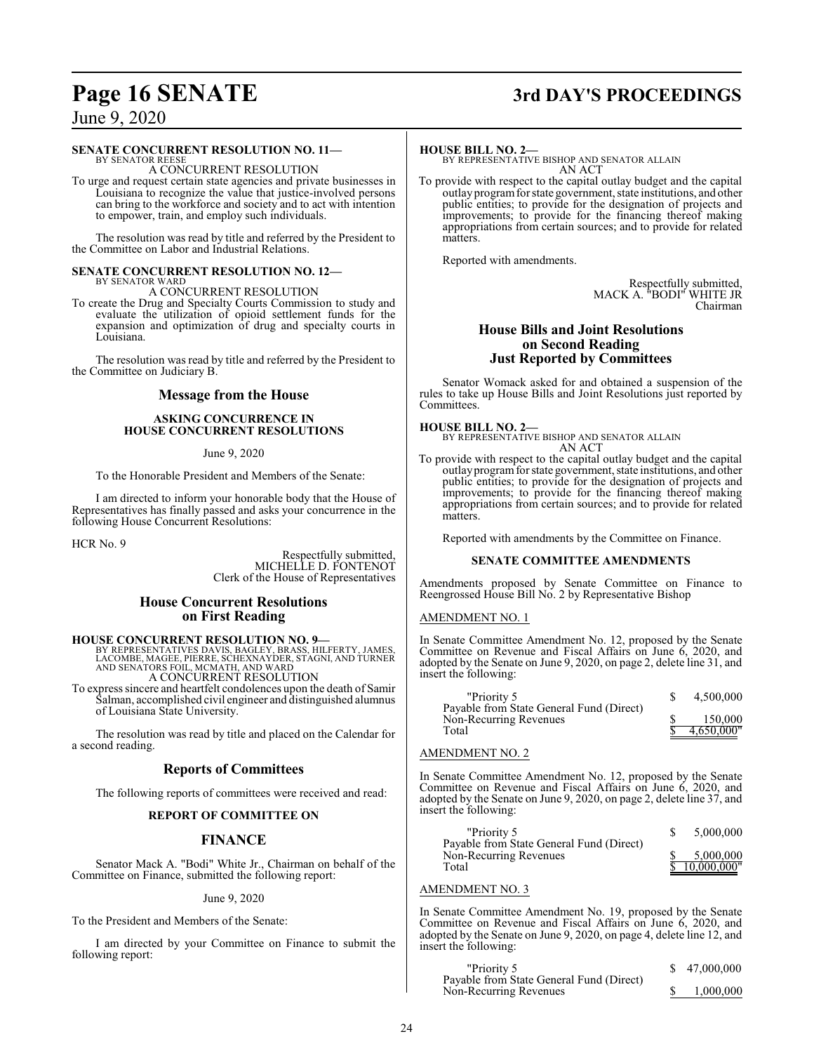**SENATE CONCURRENT RESOLUTION NO. 11—**
BY SENATOR REESE
A CONCURRENT RESOLUTION

To urge and request certain state agencies and private businesses in Louisiana to recognize the value that justice-involved persons can bring to the workforce and society and to act with intention to empower, train, and employ such individuals.

The resolution was read by title and referred by the President to the Committee on Labor and Industrial Relations.

**SENATE CONCURRENT RESOLUTION NO. 12—**
BY SENATOR WARD
A CONCURRENT RESOLUTION

To create the Drug and Specialty Courts Commission to study and evaluate the utilization of opioid settlement funds for the expansion and optimization of drug and specialty courts in Louisiana.

The resolution was read by title and referred by the President to the Committee on Judiciary B.

## Message from the House

**ASKING CONCURRENCE IN HOUSE CONCURRENT RESOLUTIONS**

June 9, 2020

To the Honorable President and Members of the Senate:

I am directed to inform your honorable body that the House of Representatives has finally passed and asks your concurrence in the following House Concurrent Resolutions:

HCR No. 9

Respectfully submitted,
MICHELLE D. FONTENOT
Clerk of the House of Representatives

## House Concurrent Resolutions on First Reading

**HOUSE CONCURRENT RESOLUTION NO. 9—**
BY REPRESENTATIVES DAVIS, BAGLEY, BRASS, HILFERTY, JAMES, LACOMBE, MAGEE, PIERRE, SCHEXNAYDER, STAGNI, AND TURNER AND SENATORS FOIL, MCMATH, AND WARD
A CONCURRENT RESOLUTION

To express sincere and heartfelt condolences upon the death of Samir Salman, accomplished civil engineer and distinguished alumnus of Louisiana State University.

The resolution was read by title and placed on the Calendar for a second reading.

## Reports of Committees

The following reports of committees were received and read:

**REPORT OF COMMITTEE ON**

## FINANCE

Senator Mack A. "Bodi" White Jr., Chairman on behalf of the Committee on Finance, submitted the following report:

June 9, 2020

To the President and Members of the Senate:

I am directed by your Committee on Finance to submit the following report:

**HOUSE BILL NO. 2—**
BY REPRESENTATIVE BISHOP AND SENATOR ALLAIN
AN ACT

To provide with respect to the capital outlay budget and the capital outlay program for state government, state institutions, and other public entities; to provide for the designation of projects and improvements; to provide for the financing thereof making appropriations from certain sources; and to provide for related matters.

Reported with amendments.

Respectfully submitted,
MACK A. "BODI" WHITE JR
Chairman

## House Bills and Joint Resolutions on Second Reading Just Reported by Committees

Senator Womack asked for and obtained a suspension of the rules to take up House Bills and Joint Resolutions just reported by Committees.

**HOUSE BILL NO. 2—**
BY REPRESENTATIVE BISHOP AND SENATOR ALLAIN
AN ACT

To provide with respect to the capital outlay budget and the capital outlay program for state government, state institutions, and other public entities; to provide for the designation of projects and improvements; to provide for the financing thereof making appropriations from certain sources; and to provide for related matters.

Reported with amendments by the Committee on Finance.

**SENATE COMMITTEE AMENDMENTS**

Amendments proposed by Senate Committee on Finance to Reengrossed House Bill No. 2 by Representative Bishop

AMENDMENT NO. 1

In Senate Committee Amendment No. 12, proposed by the Senate Committee on Revenue and Fiscal Affairs on June 6, 2020, and adopted by the Senate on June 9, 2020, on page 2, delete line 31, and insert the following:

| | |
|---|---|
| "Priority 5 | $ 4,500,000 |
| Payable from State General Fund (Direct) Non-Recurring Revenues | $ 150,000 |
| Total | $ 4,650,000" |

AMENDMENT NO. 2

In Senate Committee Amendment No. 12, proposed by the Senate Committee on Revenue and Fiscal Affairs on June 6, 2020, and adopted by the Senate on June 9, 2020, on page 2, delete line 37, and insert the following:

| | |
|---|---|
| "Priority 5 | $ 5,000,000 |
| Payable from State General Fund (Direct) Non-Recurring Revenues | $ 5,000,000 |
| Total | $ 10,000,000" |

AMENDMENT NO. 3

In Senate Committee Amendment No. 19, proposed by the Senate Committee on Revenue and Fiscal Affairs on June 6, 2020, and adopted by the Senate on June 9, 2020, on page 4, delete line 12, and insert the following:

| | |
|---|---|
| "Priority 5 | $ 47,000,000 |
| Payable from State General Fund (Direct) Non-Recurring Revenues | $ 1,000,000 |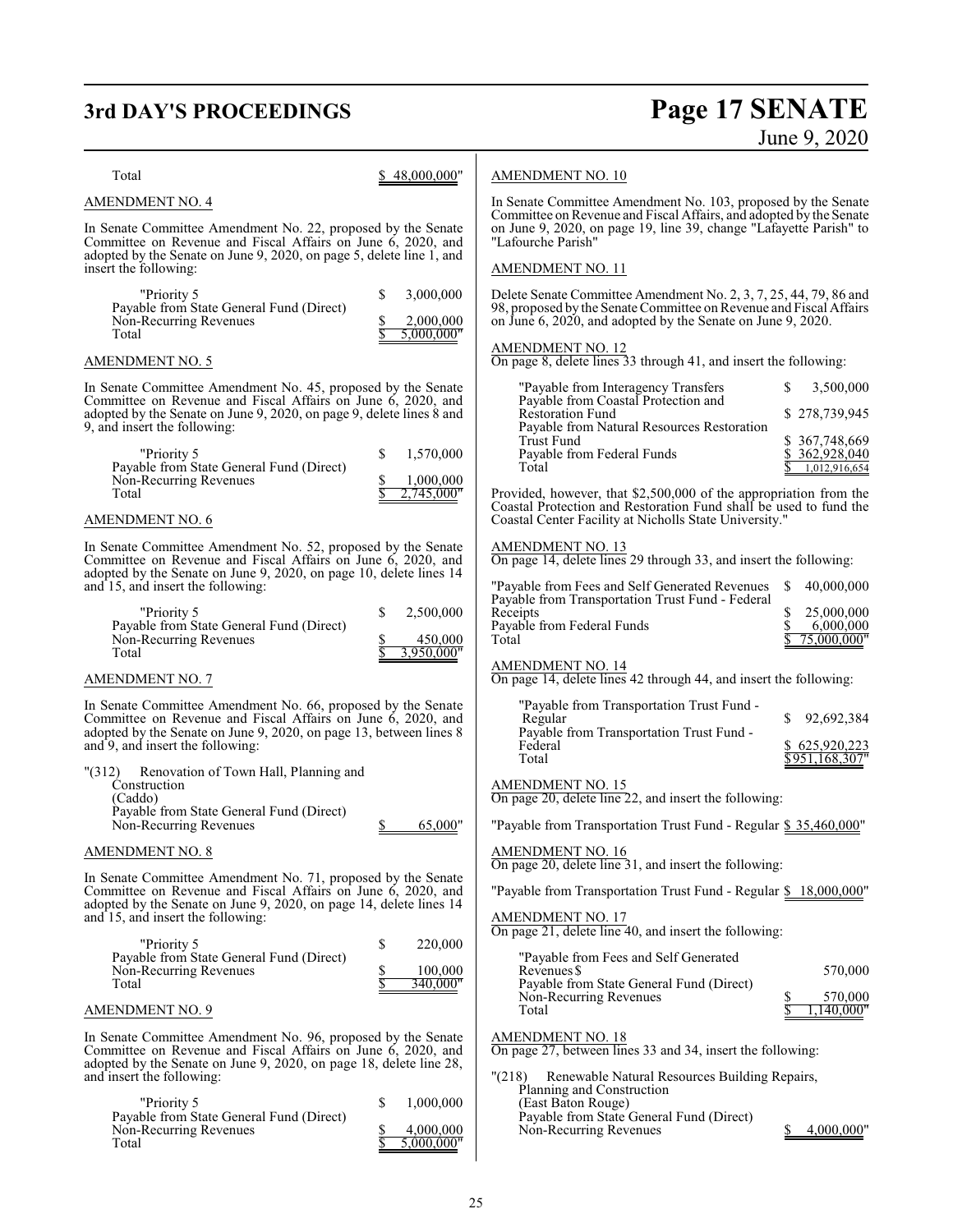| | |
|---|---|
| Total | $ 48,000,000" |

AMENDMENT NO. 4

In Senate Committee Amendment No. 22, proposed by the Senate Committee on Revenue and Fiscal Affairs on June 6, 2020, and adopted by the Senate on June 9, 2020, on page 5, delete line 1, and insert the following:

| | |
|---|---|
| "Priority 5 | $ 3,000,000 |
| Payable from State General Fund (Direct) Non-Recurring Revenues | $ 2,000,000 |
| Total | $ 5,000,000" |

AMENDMENT NO. 5

In Senate Committee Amendment No. 45, proposed by the Senate Committee on Revenue and Fiscal Affairs on June 6, 2020, and adopted by the Senate on June 9, 2020, on page 9, delete lines 8 and 9, and insert the following:

| | |
|---|---|
| "Priority 5 | $ 1,570,000 |
| Payable from State General Fund (Direct) Non-Recurring Revenues | $ 1,000,000 |
| Total | $ 2,745,000" |

AMENDMENT NO. 6

In Senate Committee Amendment No. 52, proposed by the Senate Committee on Revenue and Fiscal Affairs on June 6, 2020, and adopted by the Senate on June 9, 2020, on page 10, delete lines 14 and 15, and insert the following:

| | |
|---|---|
| "Priority 5 | $ 2,500,000 |
| Payable from State General Fund (Direct) Non-Recurring Revenues | $ 450,000 |
| Total | $ 3,950,000" |

AMENDMENT NO. 7

In Senate Committee Amendment No. 66, proposed by the Senate Committee on Revenue and Fiscal Affairs on June 6, 2020, and adopted by the Senate on June 9, 2020, on page 13, between lines 8 and 9, and insert the following:

"(312) Renovation of Town Hall, Planning and Construction
(Caddo)

| | |
|---|---|
| Payable from State General Fund (Direct) Non-Recurring Revenues | $ 65,000" |

AMENDMENT NO. 8

In Senate Committee Amendment No. 71, proposed by the Senate Committee on Revenue and Fiscal Affairs on June 6, 2020, and adopted by the Senate on June 9, 2020, on page 14, delete lines 14 and 15, and insert the following:

| | |
|---|---|
| "Priority 5 | $ 220,000 |
| Payable from State General Fund (Direct) Non-Recurring Revenues | $ 100,000 |
| Total | $ 340,000" |

AMENDMENT NO. 9

In Senate Committee Amendment No. 96, proposed by the Senate Committee on Revenue and Fiscal Affairs on June 6, 2020, and adopted by the Senate on June 9, 2020, on page 18, delete line 28, and insert the following:

| | |
|---|---|
| "Priority 5 | $ 1,000,000 |
| Payable from State General Fund (Direct) Non-Recurring Revenues | $ 4,000,000 |
| Total | $ 5,000,000" |

AMENDMENT NO. 10

In Senate Committee Amendment No. 103, proposed by the Senate Committee on Revenue and Fiscal Affairs, and adopted by the Senate on June 9, 2020, on page 19, line 39, change "Lafayette Parish" to "Lafourche Parish"

AMENDMENT NO. 11

Delete Senate Committee Amendment No. 2, 3, 7, 25, 44, 79, 86 and 98, proposed by the Senate Committee on Revenue and Fiscal Affairs on June 6, 2020, and adopted by the Senate on June 9, 2020.

AMENDMENT NO. 12

On page 8, delete lines 33 through 41, and insert the following:

| | |
|---|---|
| "Payable from Interagency Transfers | $ 3,500,000 |
| Payable from Coastal Protection and Restoration Fund | $ 278,739,945 |
| Payable from Natural Resources Restoration Trust Fund | $ 367,748,669 |
| Payable from Federal Funds | $ 362,928,040 |
| Total | $ 1,012,916,654 |

Provided, however, that $2,500,000 of the appropriation from the Coastal Protection and Restoration Fund shall be used to fund the Coastal Center Facility at Nicholls State University."

AMENDMENT NO. 13

On page 14, delete lines 29 through 33, and insert the following:

| | |
|---|---|
| "Payable from Fees and Self Generated Revenues | $ 40,000,000 |
| Payable from Transportation Trust Fund - Federal Receipts | $ 25,000,000 |
| Payable from Federal Funds | $ 6,000,000 |
| Total | $ 75,000,000" |

AMENDMENT NO. 14

On page 14, delete lines 42 through 44, and insert the following:

| | |
|---|---|
| "Payable from Transportation Trust Fund - Regular | $ 92,692,384 |
| Payable from Transportation Trust Fund - Federal | $ 625,920,223 |
| Total | $951,168,307" |

AMENDMENT NO. 15

On page 20, delete line 22, and insert the following:

"Payable from Transportation Trust Fund - Regular $ 35,460,000"

AMENDMENT NO. 16

On page 20, delete line 31, and insert the following:

"Payable from Transportation Trust Fund - Regular $ 18,000,000"

AMENDMENT NO. 17

On page 21, delete line 40, and insert the following:

| | |
|---|---|
| "Payable from Fees and Self Generated Revenues | $ 570,000 |
| Payable from State General Fund (Direct) Non-Recurring Revenues | $ 570,000 |
| Total | $ 1,140,000" |

AMENDMENT NO. 18

On page 27, between lines 33 and 34, insert the following:

"(218) Renewable Natural Resources Building Repairs, Planning and Construction
(East Baton Rouge)

| | |
|---|---|
| Payable from State General Fund (Direct) Non-Recurring Revenues | $ 4,000,000" |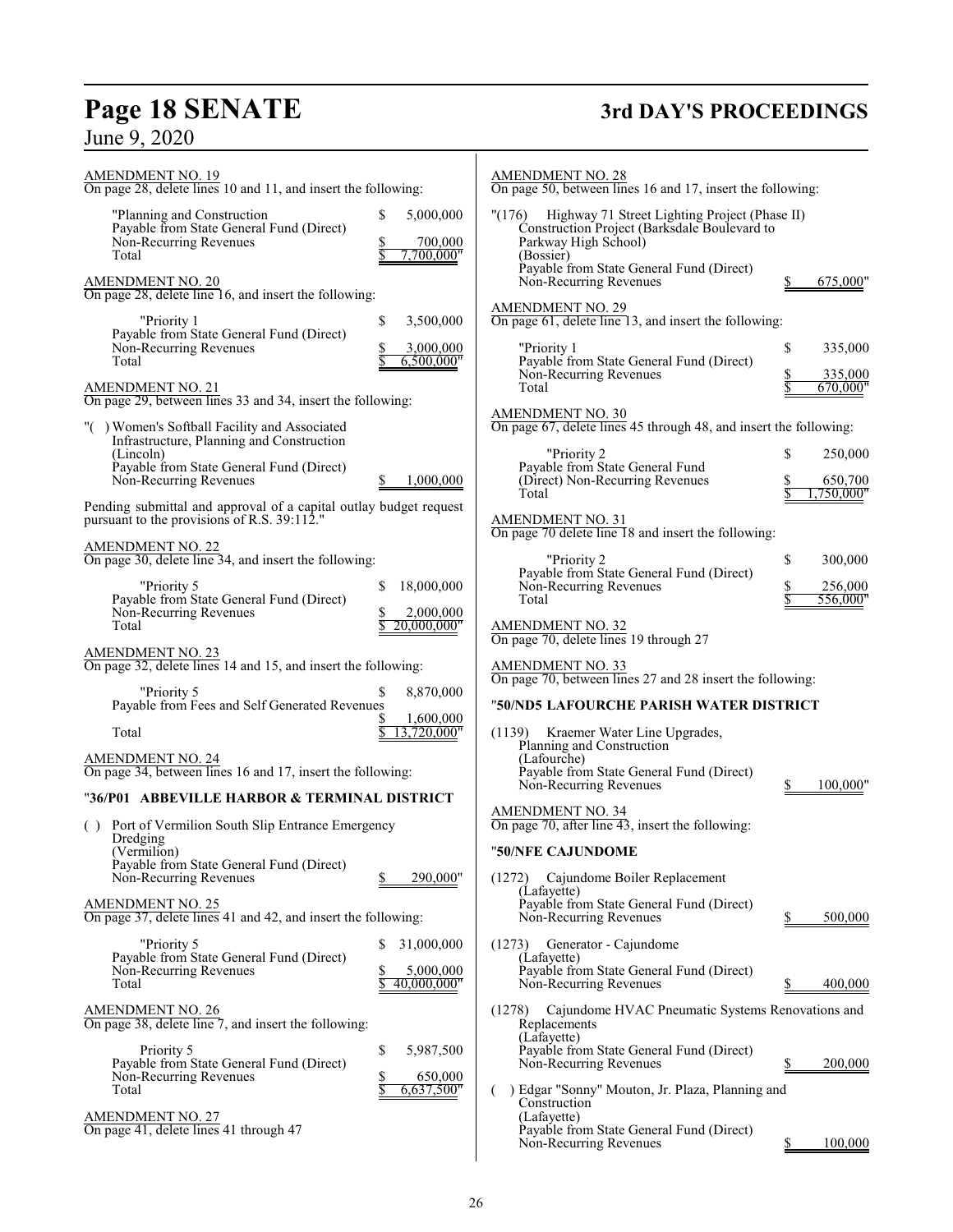AMENDMENT NO. 19
On page 28, delete lines 10 and 11, and insert the following:

| | |
|---|---|
| "Planning and Construction | $ 5,000,000 |
| Payable from State General Fund (Direct) Non-Recurring Revenues | $ 700,000 |
| Total | $ 7,700,000" |

AMENDMENT NO. 20
On page 28, delete line 16, and insert the following:

| | |
|---|---|
| "Priority 1 | $ 3,500,000 |
| Payable from State General Fund (Direct) Non-Recurring Revenues | $ 3,000,000 |
| Total | $ 6,500,000" |

AMENDMENT NO. 21
On page 29, between lines 33 and 34, insert the following:

"( ) Women's Softball Facility and Associated Infrastructure, Planning and Construction
(Lincoln)
Payable from State General Fund (Direct) Non-Recurring Revenues $ 1,000,000

Pending submittal and approval of a capital outlay budget request pursuant to the provisions of R.S. 39:112."

AMENDMENT NO. 22
On page 30, delete line 34, and insert the following:

| | |
|---|---|
| "Priority 5 | $ 18,000,000 |
| Payable from State General Fund (Direct) Non-Recurring Revenues | $ 2,000,000 |
| Total | $ 20,000,000" |

AMENDMENT NO. 23
On page 32, delete lines 14 and 15, and insert the following:

| | |
|---|---|
| "Priority 5 | $ 8,870,000 |
| Payable from Fees and Self Generated Revenues | $ 1,600,000 |
| Total | $ 13,720,000" |

AMENDMENT NO. 24
On page 34, between lines 16 and 17, insert the following:

**"36/P01 ABBEVILLE HARBOR & TERMINAL DISTRICT**

( ) Port of Vermilion South Slip Entrance Emergency Dredging
(Vermilion)
Payable from State General Fund (Direct) Non-Recurring Revenues $ 290,000"

AMENDMENT NO. 25
On page 37, delete lines 41 and 42, and insert the following:

| | |
|---|---|
| "Priority 5 | $ 31,000,000 |
| Payable from State General Fund (Direct) Non-Recurring Revenues | $ 5,000,000 |
| Total | $ 40,000,000" |

AMENDMENT NO. 26
On page 38, delete line 7, and insert the following:

| | |
|---|---|
| Priority 5 | $ 5,987,500 |
| Payable from State General Fund (Direct) Non-Recurring Revenues | $ 650,000 |
| Total | $ 6,637,500" |

AMENDMENT NO. 27
On page 41, delete lines 41 through 47

AMENDMENT NO. 28
On page 50, between lines 16 and 17, insert the following:

"(176) Highway 71 Street Lighting Project (Phase II) Construction Project (Barksdale Boulevard to Parkway High School)
(Bossier)
Payable from State General Fund (Direct) Non-Recurring Revenues $ 675,000"

AMENDMENT NO. 29
On page 61, delete line 13, and insert the following:

| | |
|---|---|
| "Priority 1 | $ 335,000 |
| Payable from State General Fund (Direct) Non-Recurring Revenues | $ 335,000 |
| Total | $ 670,000" |

AMENDMENT NO. 30
On page 67, delete lines 45 through 48, and insert the following:

| | |
|---|---|
| "Priority 2 | $ 250,000 |
| Payable from State General Fund (Direct) Non-Recurring Revenues | $ 650,700 |
| Total | $ 1,750,000" |

AMENDMENT NO. 31
On page 70 delete line 18 and insert the following:

| | |
|---|---|
| "Priority 2 | $ 300,000 |
| Payable from State General Fund (Direct) Non-Recurring Revenues | $ 256,000 |
| Total | $ 556,000" |

AMENDMENT NO. 32
On page 70, delete lines 19 through 27

AMENDMENT NO. 33
On page 70, between lines 27 and 28 insert the following:

**"50/ND5 LAFOURCHE PARISH WATER DISTRICT**

(1139) Kraemer Water Line Upgrades, Planning and Construction
(Lafourche)
Payable from State General Fund (Direct) Non-Recurring Revenues $ 100,000"

AMENDMENT NO. 34
On page 70, after line 43, insert the following:

**"50/NFE CAJUNDOME**

(1272) Cajundome Boiler Replacement
(Lafayette)
Payable from State General Fund (Direct) Non-Recurring Revenues $ 500,000

(1273) Generator - Cajundome
(Lafayette)
Payable from State General Fund (Direct) Non-Recurring Revenues $ 400,000

(1278) Cajundome HVAC Pneumatic Systems Renovations and Replacements
(Lafayette)
Payable from State General Fund (Direct) Non-Recurring Revenues $ 200,000

( ) Edgar "Sonny" Mouton, Jr. Plaza, Planning and Construction
(Lafayette)
Payable from State General Fund (Direct) Non-Recurring Revenues $ 100,000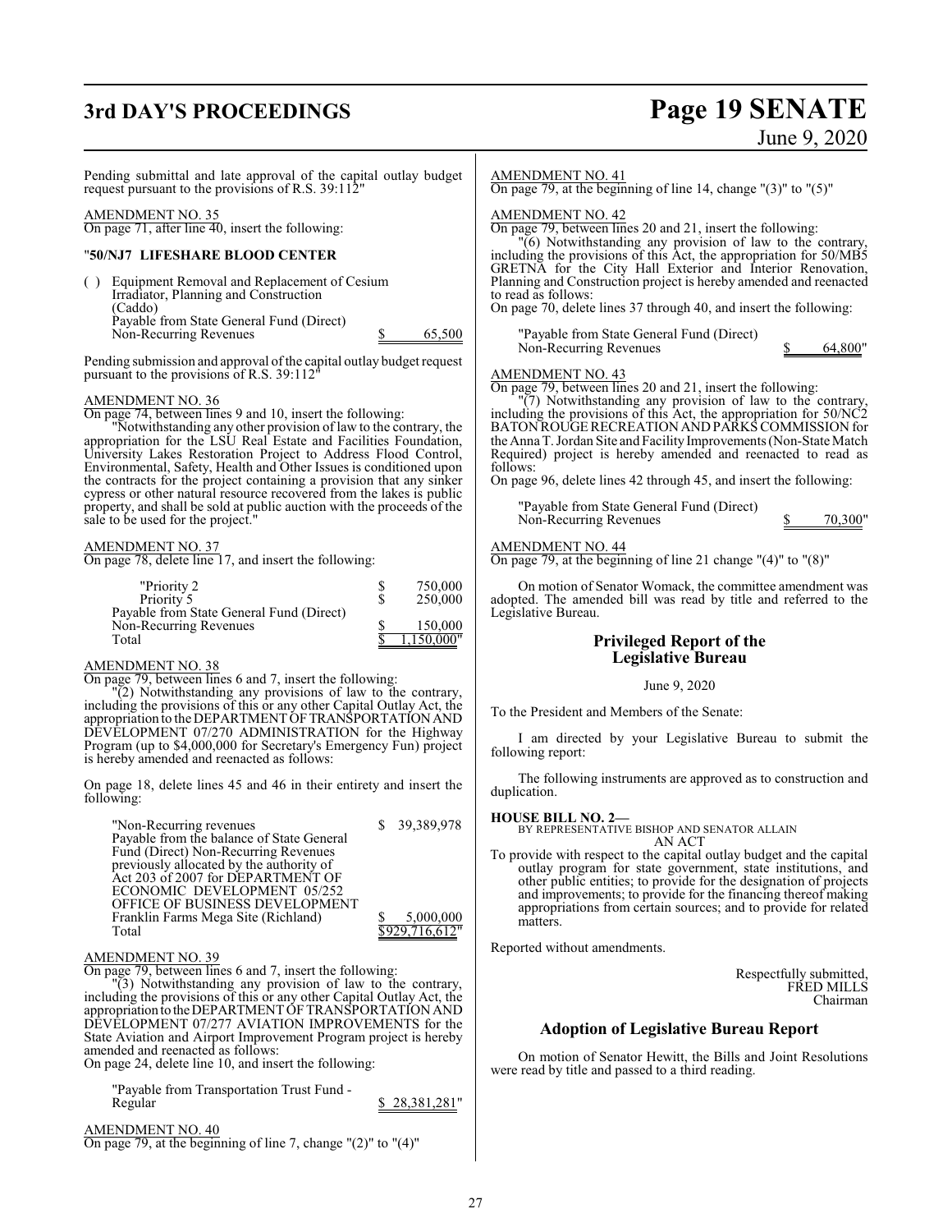Pending submittal and late approval of the capital outlay budget request pursuant to the provisions of R.S. 39:112"

AMENDMENT NO. 35
On page 71, after line 40, insert the following:

"**50/NJ7 LIFESHARE BLOOD CENTER**

( ) Equipment Removal and Replacement of Cesium Irradiator, Planning and Construction (Caddo)
Payable from State General Fund (Direct) Non-Recurring Revenues $ 65,500

Pending submission and approval of the capital outlay budget request pursuant to the provisions of R.S. 39:112"

AMENDMENT NO. 36
On page 74, between lines 9 and 10, insert the following:

"Notwithstanding any other provision of law to the contrary, the appropriation for the LSU Real Estate and Facilities Foundation, University Lakes Restoration Project to Address Flood Control, Environmental, Safety, Health and Other Issues is conditioned upon the contracts for the project containing a provision that any sinker cypress or other natural resource recovered from the lakes is public property, and shall be sold at public auction with the proceeds of the sale to be used for the project."

AMENDMENT NO. 37
On page 78, delete line 17, and insert the following:

| | |
|---|---|
| "Priority 2 | $ 750,000 |
| Priority 5 | $ 250,000 |
| Payable from State General Fund (Direct) Non-Recurring Revenues | $ 150,000 |
| Total | $ 1,150,000" |

AMENDMENT NO. 38
On page 79, between lines 6 and 7, insert the following:

"(2) Notwithstanding any provisions of law to the contrary, including the provisions of this or any other Capital Outlay Act, the appropriation to the DEPARTMENT OF TRANSPORTATION AND DEVELOPMENT 07/270 ADMINISTRATION for the Highway Program (up to $4,000,000 for Secretary's Emergency Fun) project is hereby amended and reenacted as follows:

On page 18, delete lines 45 and 46 in their entirety and insert the following:

| | |
|---|---|
| "Non-Recurring revenues | $ 39,389,978 |
| Payable from the balance of State General Fund (Direct) Non-Recurring Revenues previously allocated by the authority of Act 203 of 2007 for DEPARTMENT OF ECONOMIC DEVELOPMENT 05/252 OFFICE OF BUSINESS DEVELOPMENT Franklin Farms Mega Site (Richland) | $ 5,000,000 |
| Total | $929,716,612" |

AMENDMENT NO. 39
On page 79, between lines 6 and 7, insert the following:

"(3) Notwithstanding any provision of law to the contrary, including the provisions of this or any other Capital Outlay Act, the appropriation to the DEPARTMENT OF TRANSPORTATION AND DEVELOPMENT 07/277 AVIATION IMPROVEMENTS for the State Aviation and Airport Improvement Program project is hereby amended and reenacted as follows:
On page 24, delete line 10, and insert the following:

"Payable from Transportation Trust Fund - Regular $ 28,381,281"

AMENDMENT NO. 40
On page 79, at the beginning of line 7, change "(2)" to "(4)"

AMENDMENT NO. 41
On page 79, at the beginning of line 14, change "(3)" to "(5)"

AMENDMENT NO. 42
On page 79, between lines 20 and 21, insert the following:

"(6) Notwithstanding any provision of law to the contrary, including the provisions of this Act, the appropriation for 50/MB5 GRETNA for the City Hall Exterior and Interior Renovation, Planning and Construction project is hereby amended and reenacted to read as follows:
On page 70, delete lines 37 through 40, and insert the following:

"Payable from State General Fund (Direct) Non-Recurring Revenues $ 64,800"

AMENDMENT NO. 43
On page 79, between lines 20 and 21, insert the following:

"(7) Notwithstanding any provision of law to the contrary, including the provisions of this Act, the appropriation for 50/NC2 BATON ROUGE RECREATION AND PARKS COMMISSION for the Anna T. Jordan Site and Facility Improvements (Non-State Match Required) project is hereby amended and reenacted to read as follows:
On page 96, delete lines 42 through 45, and insert the following:

"Payable from State General Fund (Direct) Non-Recurring Revenues $ 70,300"

AMENDMENT NO. 44
On page 79, at the beginning of line 21 change "(4)" to "(8)"

On motion of Senator Womack, the committee amendment was adopted. The amended bill was read by title and referred to the Legislative Bureau.

## Privileged Report of the Legislative Bureau

June 9, 2020

To the President and Members of the Senate:

I am directed by your Legislative Bureau to submit the following report:

The following instruments are approved as to construction and duplication.

**HOUSE BILL NO. 2—**
BY REPRESENTATIVE BISHOP AND SENATOR ALLAIN
AN ACT
To provide with respect to the capital outlay budget and the capital outlay program for state government, state institutions, and other public entities; to provide for the designation of projects and improvements; to provide for the financing thereof making appropriations from certain sources; and to provide for related matters.

Reported without amendments.

Respectfully submitted,
FRED MILLS
Chairman

## Adoption of Legislative Bureau Report

On motion of Senator Hewitt, the Bills and Joint Resolutions were read by title and passed to a third reading.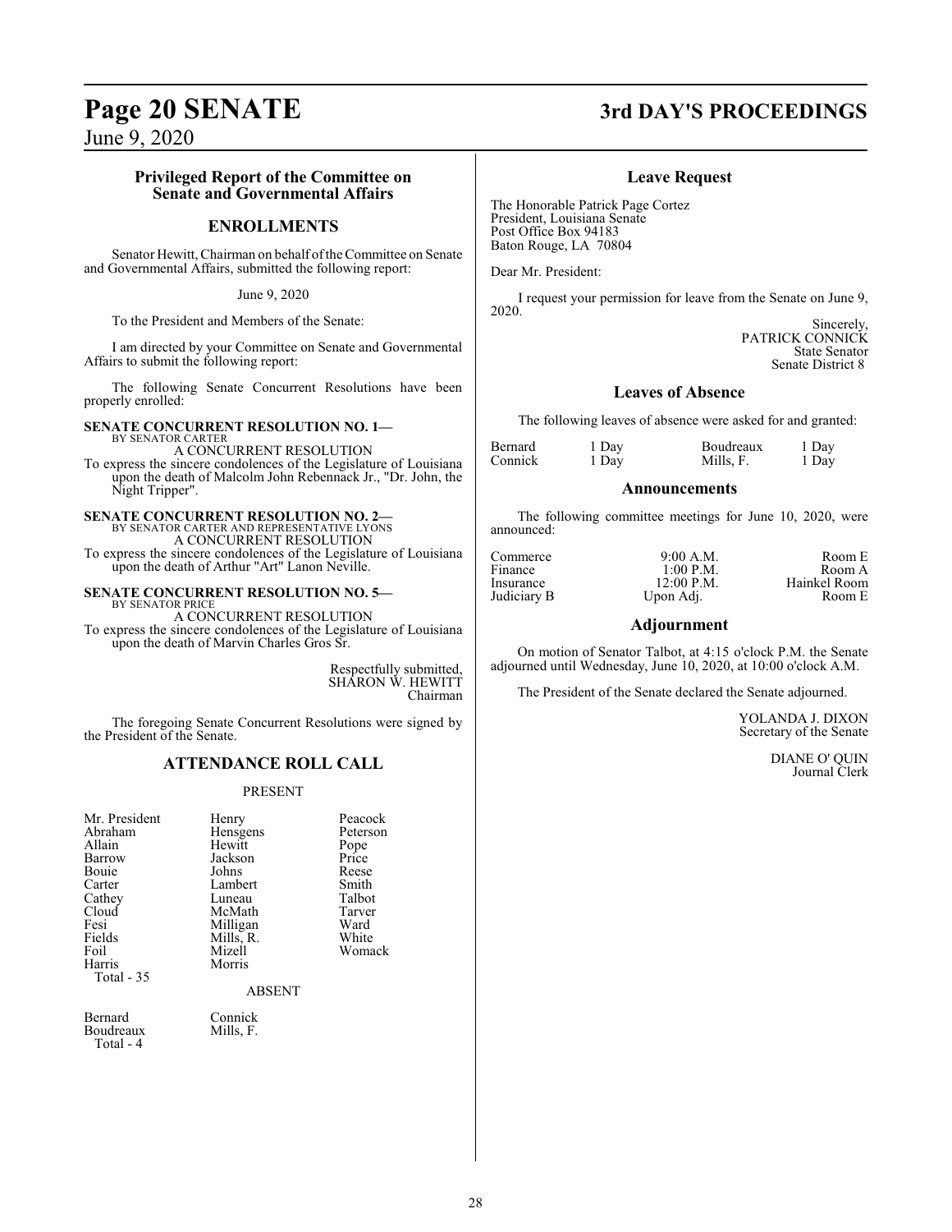### Privileged Report of the Committee on Senate and Governmental Affairs

## ENROLLMENTS

Senator Hewitt, Chairman on behalf of the Committee on Senate and Governmental Affairs, submitted the following report:

June 9, 2020

To the President and Members of the Senate:

I am directed by your Committee on Senate and Governmental Affairs to submit the following report:

The following Senate Concurrent Resolutions have been properly enrolled:

**SENATE CONCURRENT RESOLUTION NO. 1—**
BY SENATOR CARTER
A CONCURRENT RESOLUTION
To express the sincere condolences of the Legislature of Louisiana upon the death of Malcolm John Rebennack Jr., "Dr. John, the Night Tripper".

**SENATE CONCURRENT RESOLUTION NO. 2—**
BY SENATOR CARTER AND REPRESENTATIVE LYONS
A CONCURRENT RESOLUTION
To express the sincere condolences of the Legislature of Louisiana upon the death of Arthur "Art" Lanon Neville.

**SENATE CONCURRENT RESOLUTION NO. 5—**
BY SENATOR PRICE
A CONCURRENT RESOLUTION
To express the sincere condolences of the Legislature of Louisiana upon the death of Marvin Charles Gros Sr.

Respectfully submitted,
SHARON W. HEWITT
Chairman

The foregoing Senate Concurrent Resolutions were signed by the President of the Senate.

## ATTENDANCE ROLL CALL

PRESENT

| | | |
|---|---|---|
| Mr. President | Henry | Peacock |
| Abraham | Hensgens | Peterson |
| Allain | Hewitt | Pope |
| Barrow | Jackson | Price |
| Bouie | Johns | Reese |
| Carter | Lambert | Smith |
| Cathey | Luneau | Talbot |
| Cloud | McMath | Tarver |
| Fesi | Milligan | Ward |
| Fields | Mills, R. | White |
| Foil | Mizell | Womack |
| Harris | Morris | |

Total - 35

ABSENT

| | |
|---|---|
| Bernard | Connick |
| Boudreaux | Mills, F. |

Total - 4

### Leave Request

The Honorable Patrick Page Cortez
President, Louisiana Senate
Post Office Box 94183
Baton Rouge, LA 70804

Dear Mr. President:

I request your permission for leave from the Senate on June 9, 2020.

Sincerely,
PATRICK CONNICK
State Senator
Senate District 8

### Leaves of Absence

The following leaves of absence were asked for and granted:

| | | | |
|---|---|---|---|
| Bernard | 1 Day | Boudreaux | 1 Day |
| Connick | 1 Day | Mills, F. | 1 Day |

### Announcements

The following committee meetings for June 10, 2020, were announced:

| | | |
|---|---|---|
| Commerce | 9:00 A.M. | Room E |
| Finance | 1:00 P.M. | Room A |
| Insurance | 12:00 P.M. | Hainkel Room |
| Judiciary B | Upon Adj. | Room E |

### Adjournment

On motion of Senator Talbot, at 4:15 o'clock P.M. the Senate adjourned until Wednesday, June 10, 2020, at 10:00 o'clock A.M.

The President of the Senate declared the Senate adjourned.

YOLANDA J. DIXON
Secretary of the Senate

DIANE O' QUIN
Journal Clerk